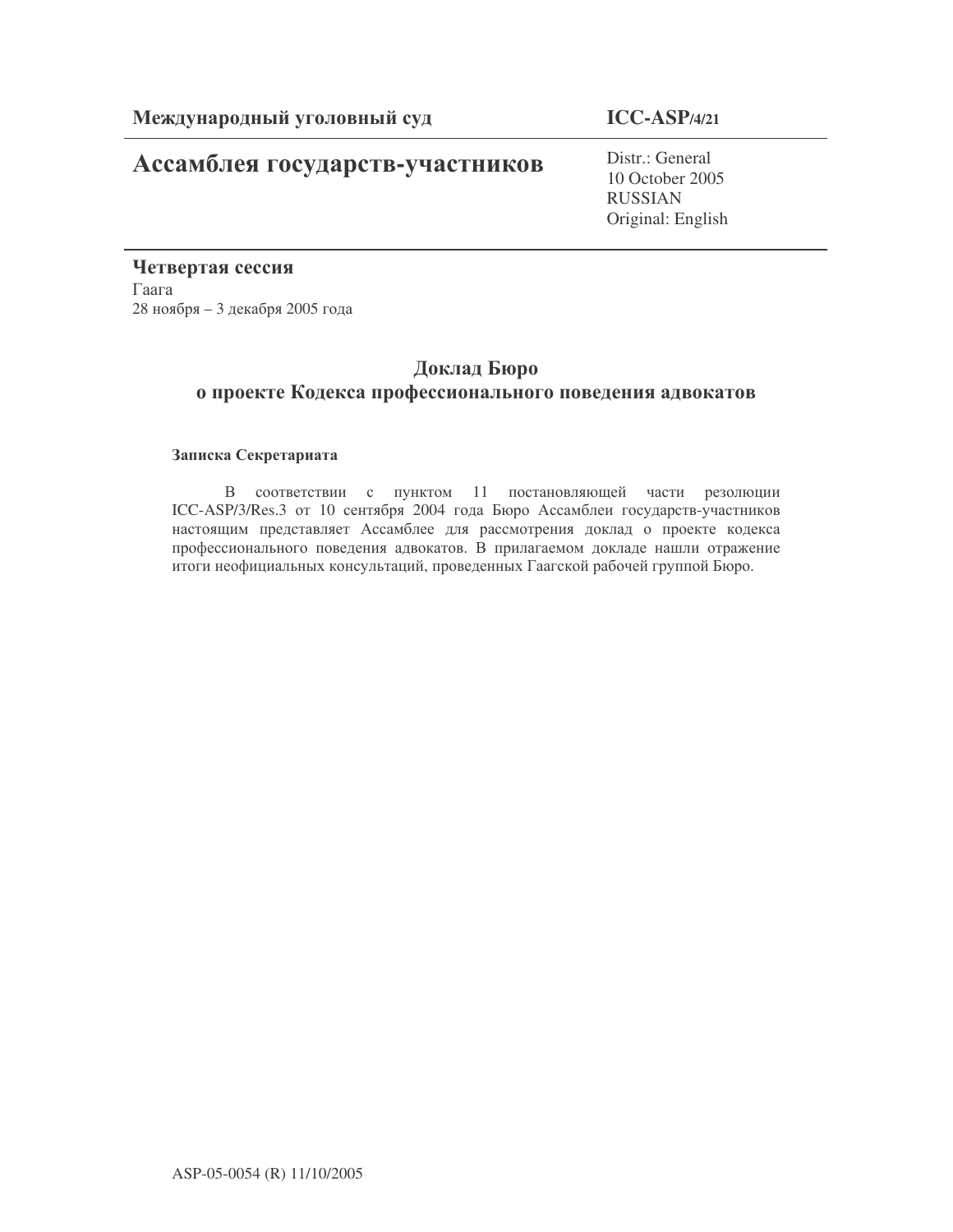**Международный уголовный суд** — **ICC-ASP/4/21**

# Ассамблея государств-участников

Distr.: General
10 October 2005
RUSSIAN
Original: English

**Четвертая сессия**
Гаага
28 ноября – 3 декабря 2005 года

## Доклад Бюро о проекте Кодекса профессионального поведения адвокатов

**Записка Секретариата**

В соответствии с пунктом 11 постановляющей части резолюции ICC-ASP/3/Res.3 от 10 сентября 2004 года Бюро Ассамблеи государств-участников настоящим представляет Ассамблее для рассмотрения доклад о проекте кодекса профессионального поведения адвокатов. В прилагаемом докладе нашли отражение итоги неофициальных консультаций, проведенных Гаагской рабочей группой Бюро.

ASP-05-0054 (R) 11/10/2005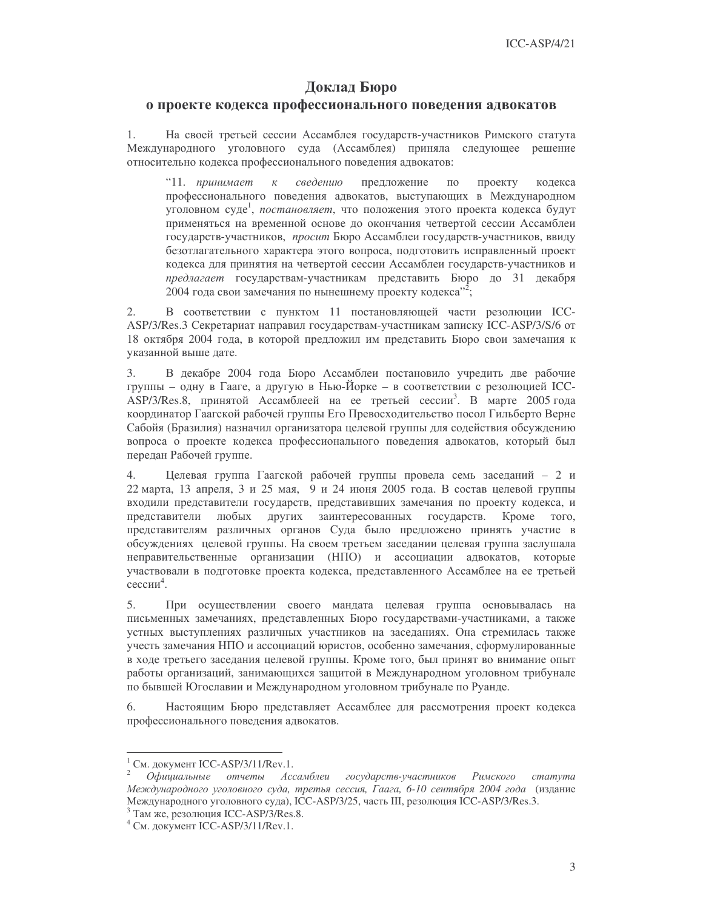# Доклад Бюро
## о проекте кодекса профессионального поведения адвокатов

1. На своей третьей сессии Ассамблея государств-участников Римского статута Международного уголовного суда (Ассамблея) приняла следующее решение относительно кодекса профессионального поведения адвокатов:

> "11. *принимает к сведению* предложение по проекту кодекса профессионального поведения адвокатов, выступающих в Международном уголовном суде[1], *постановляет*, что положения этого проекта кодекса будут применяться на временной основе до окончания четвертой сессии Ассамблеи государств-участников, *просит* Бюро Ассамблеи государств-участников, ввиду безотлагательного характера этого вопроса, подготовить исправленный проект кодекса для принятия на четвертой сессии Ассамблеи государств-участников и *предлагает* государствам-участникам представить Бюро до 31 декабря 2004 года свои замечания по нынешнему проекту кодекса"[2];

2. В соответствии с пунктом 11 постановляющей части резолюции ICC-ASP/3/Res.3 Секретариат направил государствам-участникам записку ICC-ASP/3/S/6 от 18 октября 2004 года, в которой предложил им представить Бюро свои замечания к указанной выше дате.

3. В декабре 2004 года Бюро Ассамблеи постановило учредить две рабочие группы – одну в Гааге, а другую в Нью-Йорке – в соответствии с резолюцией ICC-ASP/3/Res.8, принятой Ассамблеей на ее третьей сессии[3]. В марте 2005 года координатор Гаагской рабочей группы Его Превосходительство посол Гильберто Верне Сабойя (Бразилия) назначил организатора целевой группы для содействия обсуждению вопроса о проекте кодекса профессионального поведения адвокатов, который был передан Рабочей группе.

4. Целевая группа Гаагской рабочей группы провела семь заседаний – 2 и 22 марта, 13 апреля, 3 и 25 мая, 9 и 24 июня 2005 года. В состав целевой группы входили представители государств, представивших замечания по проекту кодекса, и представители любых других заинтересованных государств. Кроме того, представителям различных органов Суда было предложено принять участие в обсуждениях целевой группы. На своем третьем заседании целевая группа заслушала неправительственные организации (НПО) и ассоциации адвокатов, которые участвовали в подготовке проекта кодекса, представленного Ассамблее на ее третьей сессии[4].

5. При осуществлении своего мандата целевая группа основывалась на письменных замечаниях, представленных Бюро государствами-участниками, а также устных выступлениях различных участников на заседаниях. Она стремилась также учесть замечания НПО и ассоциаций юристов, особенно замечания, сформулированные в ходе третьего заседания целевой группы. Кроме того, был принят во внимание опыт работы организаций, занимающихся защитой в Международном уголовном трибунале по бывшей Югославии и Международном уголовном трибунале по Руанде.

6. Настоящим Бюро представляет Ассамблее для рассмотрения проект кодекса профессионального поведения адвокатов.

---

[1] См. документ ICC-ASP/3/11/Rev.1.

[2] *Официальные отчеты Ассамблеи государств-участников Римского статута Международного уголовного суда, третья сессия, Гаага, 6-10 сентября 2004 года* (издание Международного уголовного суда), ICC-ASP/3/25, часть III, резолюция ICC-ASP/3/Res.3.

[3] Там же, резолюция ICC-ASP/3/Res.8.

[4] См. документ ICC-ASP/3/11/Rev.1.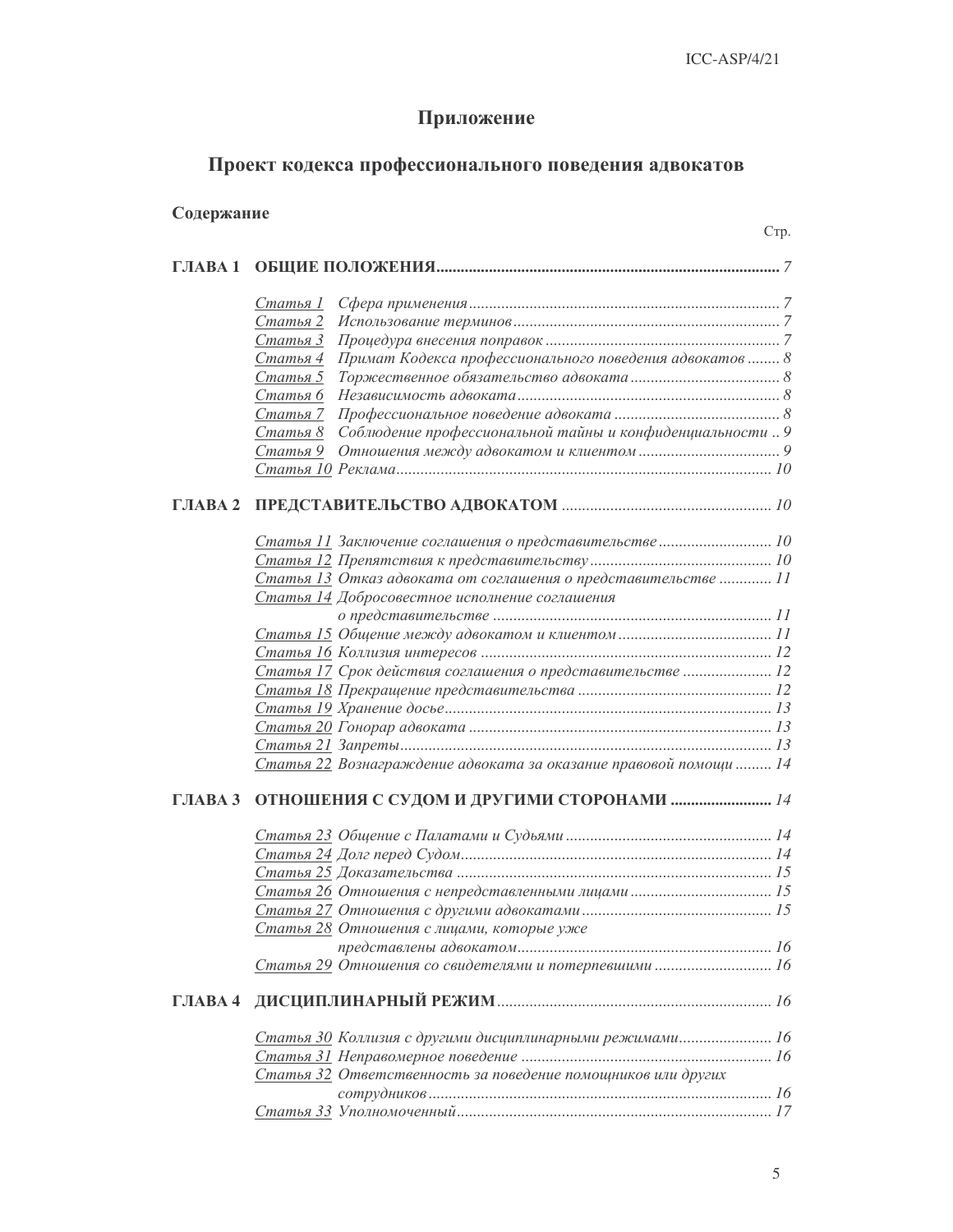# Приложение

## Проект кодекса профессионального поведения адвокатов

**Содержание**

| | | Стр. |
|---|---|---|
| **ГЛАВА 1** | **ОБЩИЕ ПОЛОЖЕНИЯ** | *7* |
| | *Статья 1* *Сфера применения* | *7* |
| | *Статья 2* *Использование терминов* | *7* |
| | *Статья 3* *Процедура внесения поправок* | *7* |
| | *Статья 4* *Примат Кодекса профессионального поведения адвокатов* | *8* |
| | *Статья 5* *Торжественное обязательство адвоката* | *8* |
| | *Статья 6* *Независимость адвоката* | *8* |
| | *Статья 7* *Профессиональное поведение адвоката* | *8* |
| | *Статья 8* *Соблюдение профессиональной тайны и конфиденциальности* | *9* |
| | *Статья 9* *Отношения между адвокатом и клиентом* | *9* |
| | *Статья 10* *Реклама* | *10* |
| **ГЛАВА 2** | **ПРЕДСТАВИТЕЛЬСТВО АДВОКАТОМ** | *10* |
| | *Статья 11* *Заключение соглашения о представительстве* | *10* |
| | *Статья 12* *Препятствия к представительству* | *10* |
| | *Статья 13* *Отказ адвоката от соглашения о представительстве* | *11* |
| | *Статья 14* *Добросовестное исполнение соглашения о представительстве* | *11* |
| | *Статья 15* *Общение между адвокатом и клиентом* | *11* |
| | *Статья 16* *Коллизия интересов* | *12* |
| | *Статья 17* *Срок действия соглашения о представительстве* | *12* |
| | *Статья 18* *Прекращение представительства* | *12* |
| | *Статья 19* *Хранение досье* | *13* |
| | *Статья 20* *Гонорар адвоката* | *13* |
| | *Статья 21* *Запреты* | *13* |
| | *Статья 22* *Вознаграждение адвоката за оказание правовой помощи* | *14* |
| **ГЛАВА 3** | **ОТНОШЕНИЯ С СУДОМ И ДРУГИМИ СТОРОНАМИ** | *14* |
| | *Статья 23* *Общение с Палатами и Судьями* | *14* |
| | *Статья 24* *Долг перед Судом* | *14* |
| | *Статья 25* *Доказательства* | *15* |
| | *Статья 26* *Отношения с непредставленными лицами* | *15* |
| | *Статья 27* *Отношения с другими адвокатами* | *15* |
| | *Статья 28* *Отношения с лицами, которые уже представлены адвокатом* | *16* |
| | *Статья 29* *Отношения со свидетелями и потерпевшими* | *16* |
| **ГЛАВА 4** | **ДИСЦИПЛИНАРНЫЙ РЕЖИМ** | *16* |
| | *Статья 30* *Коллизия с другими дисциплинарными режимами* | *16* |
| | *Статья 31* *Неправомерное поведение* | *16* |
| | *Статья 32* *Ответственность за поведение помощников или других сотрудников* | *16* |
| | *Статья 33* *Уполномоченный* | *17* |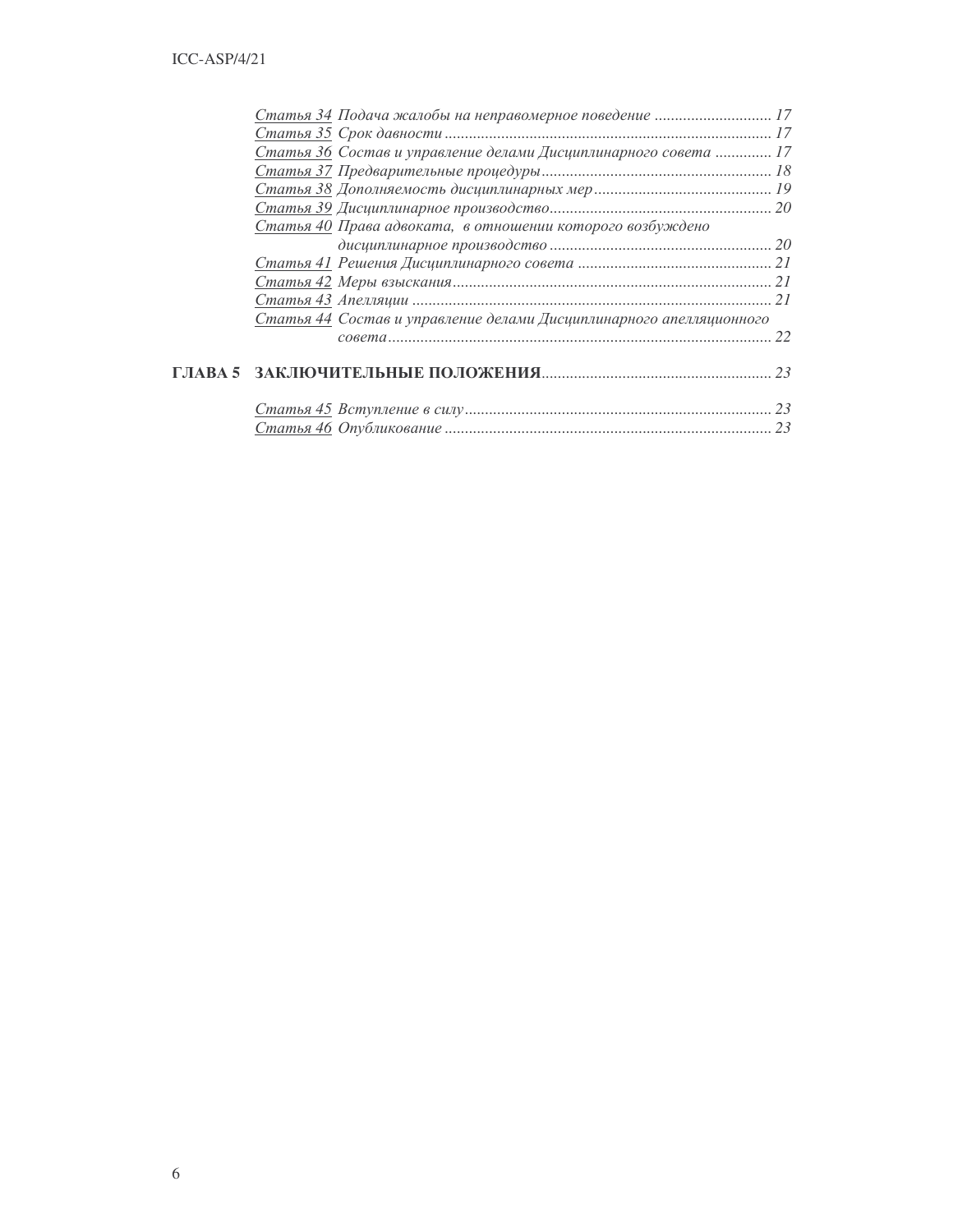_Статья 34_ *Подача жалобы на неправомерное поведение* ............................ *17*
_Статья 35_ *Срок давности* ................................................................................ *17*
_Статья 36_ *Состав и управление делами Дисциплинарного совета* ............. *17*
_Статья 37_ *Предварительные процедуры*........................................................ *18*
_Статья 38_ *Дополняемость дисциплинарных мер*........................................... *19*
_Статья 39_ *Дисциплинарное производство*...................................................... *20*
_Статья 40_ *Права адвоката, в отношении которого возбуждено дисциплинарное производство* ...................................................... *20*
_Статья 41_ *Решения Дисциплинарного совета* ................................................ *21*
_Статья 42_ *Меры взыскания*.............................................................................. *21*
_Статья 43_ *Апелляции* ........................................................................................ *21*
_Статья 44_ *Состав и управление делами Дисциплинарного апелляционного совета*.............................................................................................. *22*

**ГЛАВА 5 ЗАКЛЮЧИТЕЛЬНЫЕ ПОЛОЖЕНИЯ**........................................................ *23*

_Статья 45_ *Вступление в силу*........................................................................... *23*
_Статья 46_ *Опубликование* ................................................................................ *23*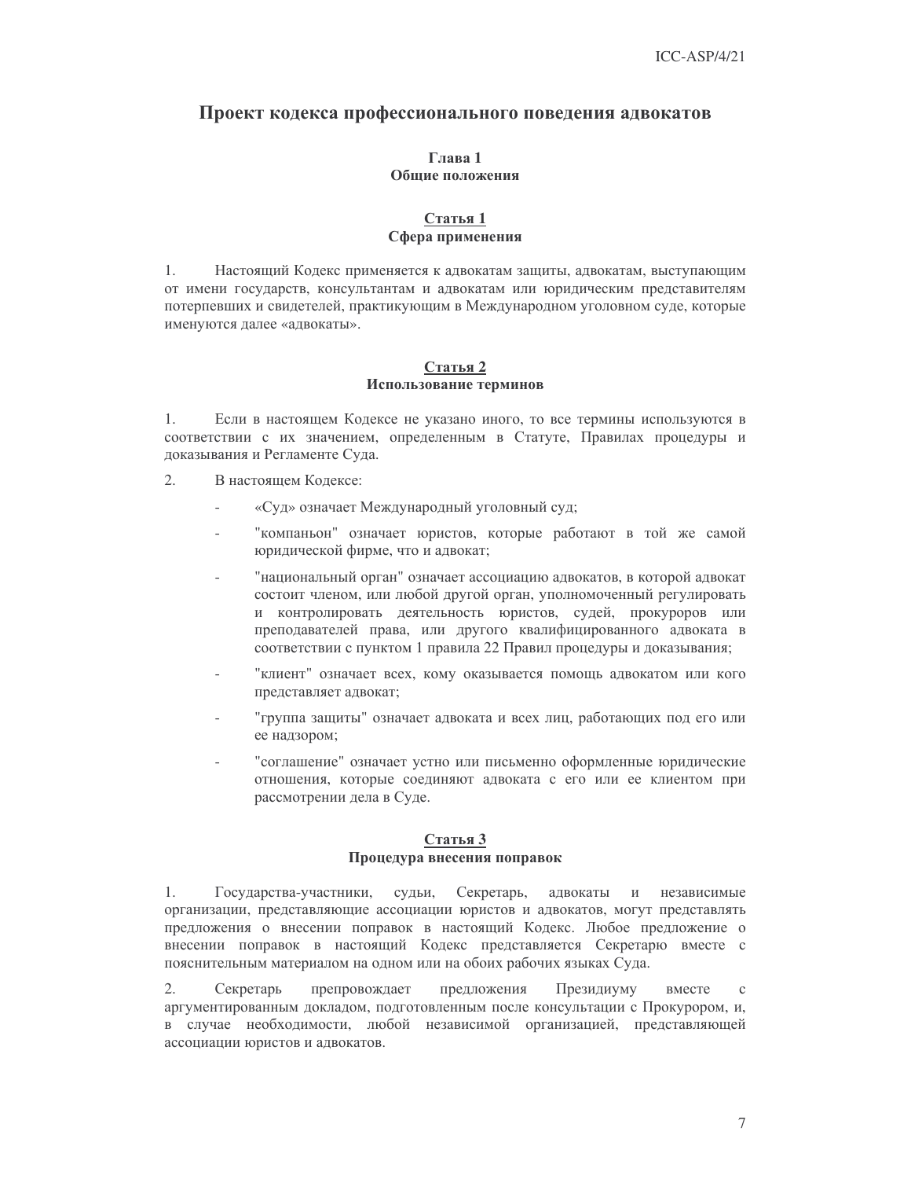# Проект кодекса профессионального поведения адвокатов

## Глава 1
## Общие положения

### Статья 1
### Сфера применения

1. Настоящий Кодекс применяется к адвокатам защиты, адвокатам, выступающим от имени государств, консультантам и адвокатам или юридическим представителям потерпевших и свидетелей, практикующим в Международном уголовном суде, которые именуются далее «адвокаты».

### Статья 2
### Использование терминов

1. Если в настоящем Кодексе не указано иного, то все термины используются в соответствии с их значением, определенным в Статуте, Правилах процедуры и доказывания и Регламенте Суда.

2. В настоящем Кодексе:

- «Суд» означает Международный уголовный суд;
- "компаньон" означает юристов, которые работают в той же самой юридической фирме, что и адвокат;
- "национальный орган" означает ассоциацию адвокатов, в которой адвокат состоит членом, или любой другой орган, уполномоченный регулировать и контролировать деятельность юристов, судей, прокуроров или преподавателей права, или другого квалифицированного адвоката в соответствии с пунктом 1 правила 22 Правил процедуры и доказывания;
- "клиент" означает всех, кому оказывается помощь адвокатом или кого представляет адвокат;
- "группа защиты" означает адвоката и всех лиц, работающих под его или ее надзором;
- "соглашение" означает устно или письменно оформленные юридические отношения, которые соединяют адвоката с его или ее клиентом при рассмотрении дела в Суде.

### Статья 3
### Процедура внесения поправок

1. Государства-участники, судьи, Секретарь, адвокаты и независимые организации, представляющие ассоциации юристов и адвокатов, могут представлять предложения о внесении поправок в настоящий Кодекс. Любое предложение о внесении поправок в настоящий Кодекс представляется Секретарю вместе с пояснительным материалом на одном или на обоих рабочих языках Суда.

2. Секретарь препровождает предложения Президиуму вместе с аргументированным докладом, подготовленным после консультации с Прокурором, и, в случае необходимости, любой независимой организацией, представляющей ассоциации юристов и адвокатов.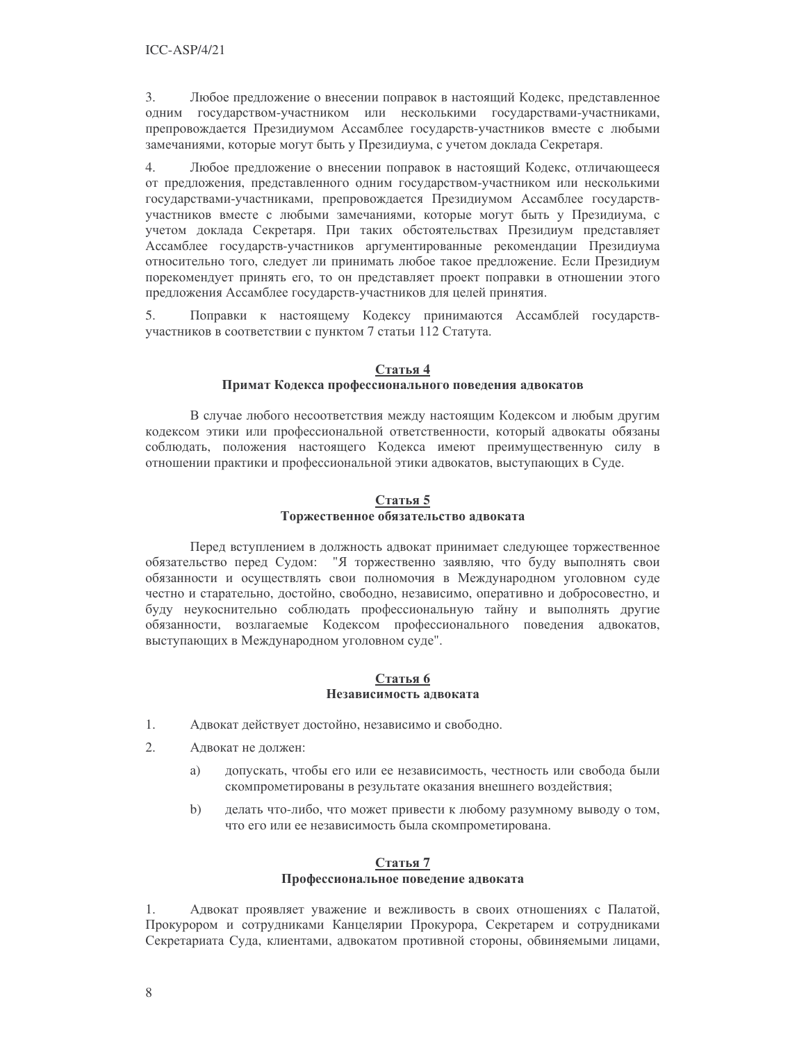3. Любое предложение о внесении поправок в настоящий Кодекс, представленное одним государством-участником или несколькими государствами-участниками, препровождается Президиумом Ассамблее государств-участников вместе с любыми замечаниями, которые могут быть у Президиума, с учетом доклада Секретаря.

4. Любое предложение о внесении поправок в настоящий Кодекс, отличающееся от предложения, представленного одним государством-участником или несколькими государствами-участниками, препровождается Президиумом Ассамблее государств-участников вместе с любыми замечаниями, которые могут быть у Президиума, с учетом доклада Секретаря. При таких обстоятельствах Президиум представляет Ассамблее государств-участников аргументированные рекомендации Президиума относительно того, следует ли принимать любое такое предложение. Если Президиум порекомендует принять его, то он представляет проект поправки в отношении этого предложения Ассамблее государств-участников для целей принятия.

5. Поправки к настоящему Кодексу принимаются Ассамблей государств-участников в соответствии с пунктом 7 статьи 112 Статута.

## Статья 4
### Примат Кодекса профессионального поведения адвокатов

В случае любого несоответствия между настоящим Кодексом и любым другим кодексом этики или профессиональной ответственности, который адвокаты обязаны соблюдать, положения настоящего Кодекса имеют преимущественную силу в отношении практики и профессиональной этики адвокатов, выступающих в Суде.

## Статья 5
### Торжественное обязательство адвоката

Перед вступлением в должность адвокат принимает следующее торжественное обязательство перед Судом: "Я торжественно заявляю, что буду выполнять свои обязанности и осуществлять свои полномочия в Международном уголовном суде честно и старательно, достойно, свободно, независимо, оперативно и добросовестно, и буду неукоснительно соблюдать профессиональную тайну и выполнять другие обязанности, возлагаемые Кодексом профессионального поведения адвокатов, выступающих в Международном уголовном суде".

## Статья 6
### Независимость адвоката

1. Адвокат действует достойно, независимо и свободно.

2. Адвокат не должен:

   a) допускать, чтобы его или ее независимость, честность или свобода были скомпрометированы в результате оказания внешнего воздействия;

   b) делать что-либо, что может привести к любому разумному выводу о том, что его или ее независимость была скомпрометирована.

## Статья 7
### Профессиональное поведение адвоката

1. Адвокат проявляет уважение и вежливость в своих отношениях с Палатой, Прокурором и сотрудниками Канцелярии Прокурора, Секретарем и сотрудниками Секретариата Суда, клиентами, адвокатом противной стороны, обвиняемыми лицами,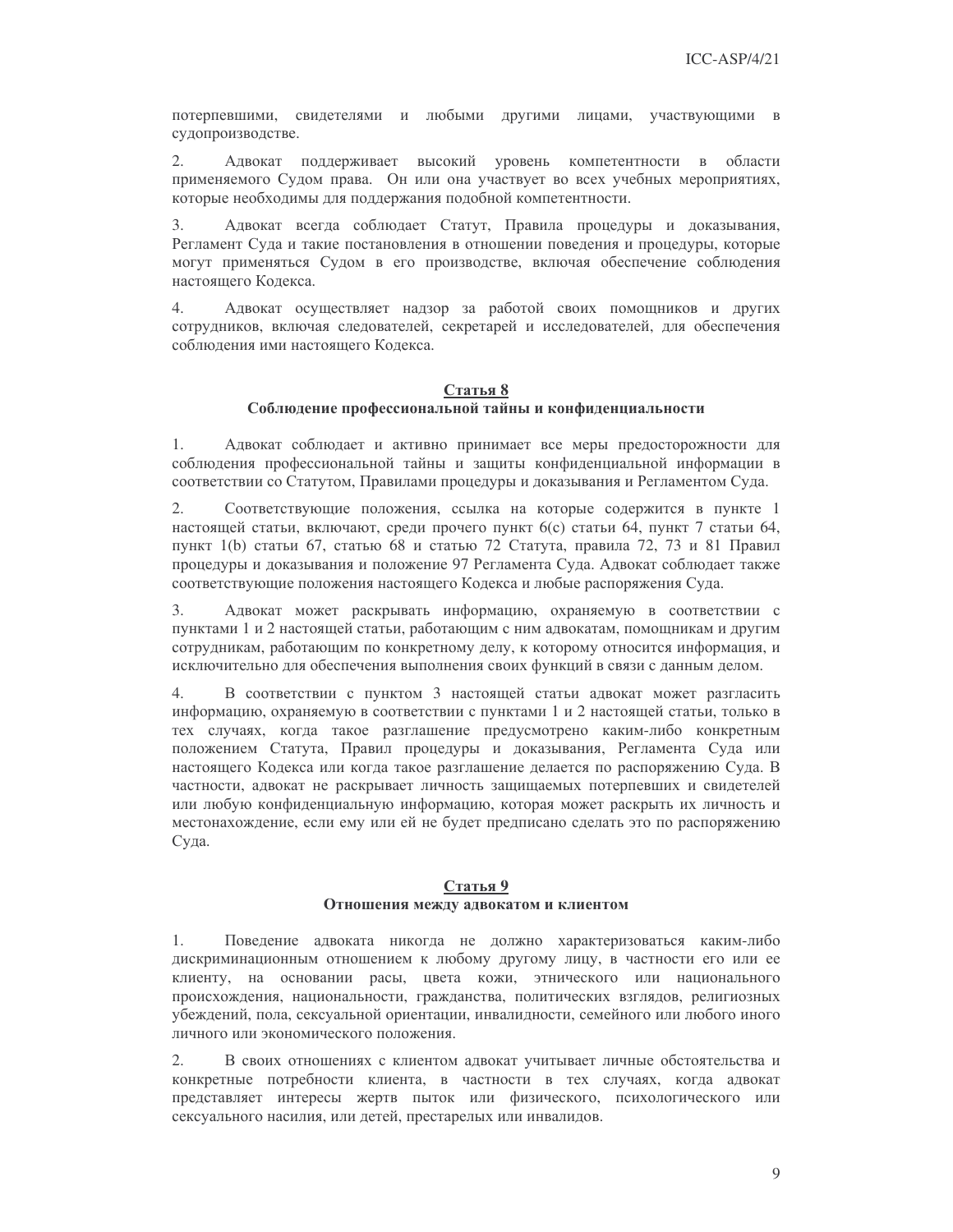потерпевшими, свидетелями и любыми другими лицами, участвующими в судопроизводстве.

2. Адвокат поддерживает высокий уровень компетентности в области применяемого Судом права. Он или она участвует во всех учебных мероприятиях, которые необходимы для поддержания подобной компетентности.

3. Адвокат всегда соблюдает Статут, Правила процедуры и доказывания, Регламент Суда и такие постановления в отношении поведения и процедуры, которые могут применяться Судом в его производстве, включая обеспечение соблюдения настоящего Кодекса.

4. Адвокат осуществляет надзор за работой своих помощников и других сотрудников, включая следователей, секретарей и исследователей, для обеспечения соблюдения ими настоящего Кодекса.

## Статья 8
### Соблюдение профессиональной тайны и конфиденциальности

1. Адвокат соблюдает и активно принимает все меры предосторожности для соблюдения профессиональной тайны и защиты конфиденциальной информации в соответствии со Статутом, Правилами процедуры и доказывания и Регламентом Суда.

2. Соответствующие положения, ссылка на которые содержится в пункте 1 настоящей статьи, включают, среди прочего пункт 6(c) статьи 64, пункт 7 статьи 64, пункт 1(b) статьи 67, статью 68 и статью 72 Статута, правила 72, 73 и 81 Правил процедуры и доказывания и положение 97 Регламента Суда. Адвокат соблюдает также соответствующие положения настоящего Кодекса и любые распоряжения Суда.

3. Адвокат может раскрывать информацию, охраняемую в соответствии с пунктами 1 и 2 настоящей статьи, работающим с ним адвокатам, помощникам и другим сотрудникам, работающим по конкретному делу, к которому относится информация, и исключительно для обеспечения выполнения своих функций в связи с данным делом.

4. В соответствии с пунктом 3 настоящей статьи адвокат может разгласить информацию, охраняемую в соответствии с пунктами 1 и 2 настоящей статьи, только в тех случаях, когда такое разглашение предусмотрено каким-либо конкретным положением Статута, Правил процедуры и доказывания, Регламента Суда или настоящего Кодекса или когда такое разглашение делается по распоряжению Суда. В частности, адвокат не раскрывает личность защищаемых потерпевших и свидетелей или любую конфиденциальную информацию, которая может раскрыть их личность и местонахождение, если ему или ей не будет предписано сделать это по распоряжению Суда.

## Статья 9
### Отношения между адвокатом и клиентом

1. Поведение адвоката никогда не должно характеризоваться каким-либо дискриминационным отношением к любому другому лицу, в частности его или ее клиенту, на основании расы, цвета кожи, этнического или национального происхождения, национальности, гражданства, политических взглядов, религиозных убеждений, пола, сексуальной ориентации, инвалидности, семейного или любого иного личного или экономического положения.

2. В своих отношениях с клиентом адвокат учитывает личные обстоятельства и конкретные потребности клиента, в частности в тех случаях, когда адвокат представляет интересы жертв пыток или физического, психологического или сексуального насилия, или детей, престарелых или инвалидов.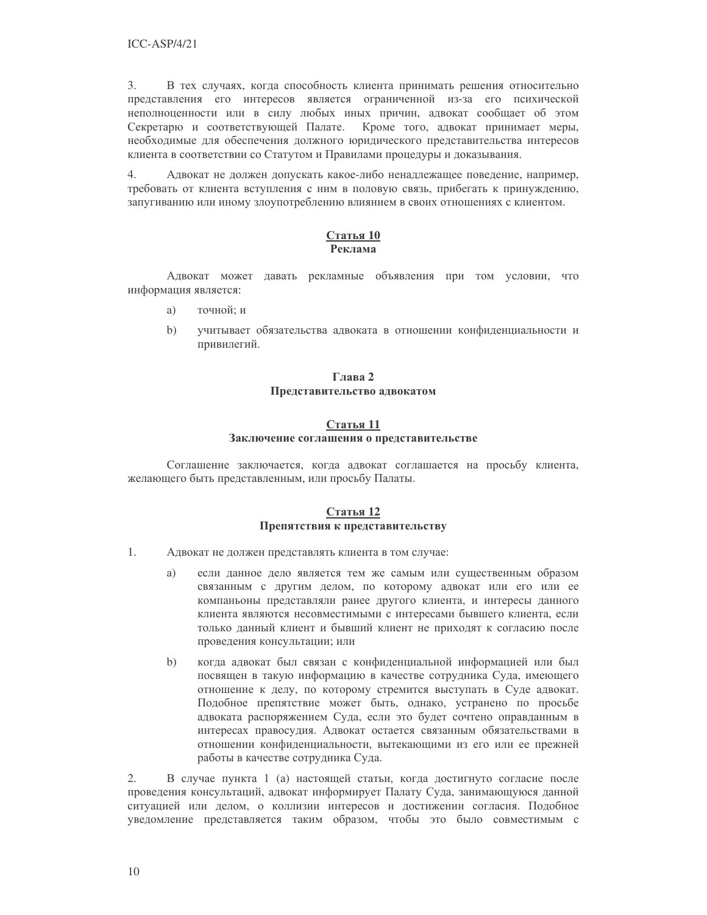3. В тех случаях, когда способность клиента принимать решения относительно представления его интересов является ограниченной из-за его психической неполноценности или в силу любых иных причин, адвокат сообщает об этом Секретарю и соответствующей Палате. Кроме того, адвокат принимает меры, необходимые для обеспечения должного юридического представительства интересов клиента в соответствии со Статутом и Правилами процедуры и доказывания.

4. Адвокат не должен допускать какое-либо ненадлежащее поведение, например, требовать от клиента вступления с ним в половую связь, прибегать к принуждению, запугиванию или иному злоупотреблению влиянием в своих отношениях с клиентом.

### Статья 10
### Реклама

Адвокат может давать рекламные объявления при том условии, что информация является:

a) точной; и

b) учитывает обязательства адвоката в отношении конфиденциальности и привилегий.

## Глава 2
## Представительство адвокатом

### Статья 11
### Заключение соглашения о представительстве

Соглашение заключается, когда адвокат соглашается на просьбу клиента, желающего быть представленным, или просьбу Палаты.

### Статья 12
### Препятствия к представительству

1. Адвокат не должен представлять клиента в том случае:

   a) если данное дело является тем же самым или существенным образом связанным с другим делом, по которому адвокат или его или ее компаньоны представляли ранее другого клиента, и интересы данного клиента являются несовместимыми с интересами бывшего клиента, если только данный клиент и бывший клиент не приходят к согласию после проведения консультации; или

   b) когда адвокат был связан с конфиденциальной информацией или был посвящен в такую информацию в качестве сотрудника Суда, имеющего отношение к делу, по которому стремится выступать в Суде адвокат. Подобное препятствие может быть, однако, устранено по просьбе адвоката распоряжением Суда, если это будет сочтено оправданным в интересах правосудия. Адвокат остается связанным обязательствами в отношении конфиденциальности, вытекающими из его или ее прежней работы в качестве сотрудника Суда.

2. В случае пункта 1 (a) настоящей статьи, когда достигнуто согласие после проведения консультаций, адвокат информирует Палату Суда, занимающуюся данной ситуацией или делом, о коллизии интересов и достижении согласия. Подобное уведомление представляется таким образом, чтобы это было совместимым с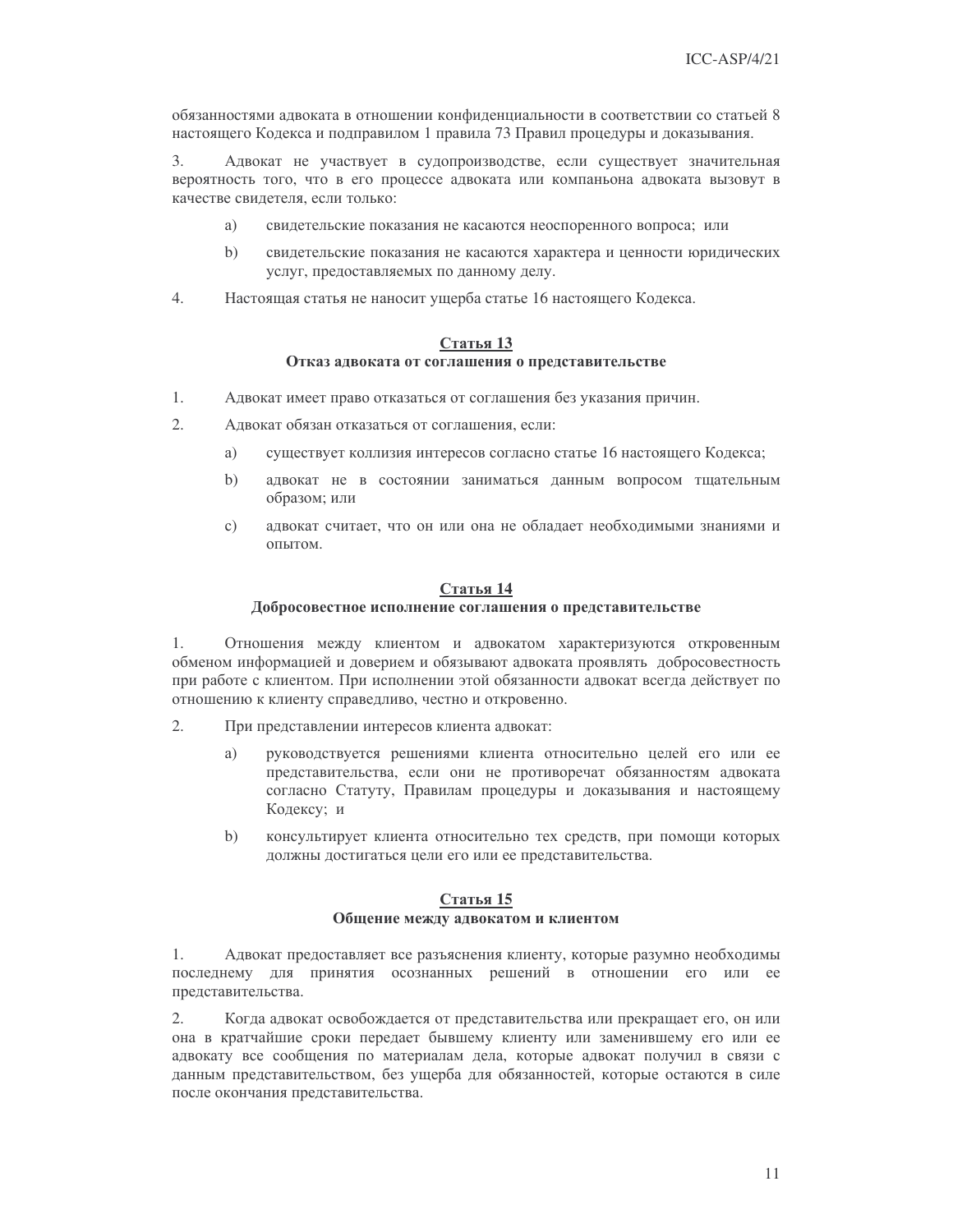обязанностями адвоката в отношении конфиденциальности в соответствии со статьей 8 настоящего Кодекса и подправилом 1 правила 73 Правил процедуры и доказывания.

3. Адвокат не участвует в судопроизводстве, если существует значительная вероятность того, что в его процессе адвоката или компаньона адвоката вызовут в качестве свидетеля, если только:

   a) свидетельские показания не касаются неоспоренного вопроса; или

   b) свидетельские показания не касаются характера и ценности юридических услуг, предоставляемых по данному делу.

4. Настоящая статья не наносит ущерба статье 16 настоящего Кодекса.

## Статья 13
### Отказ адвоката от соглашения о представительстве

1. Адвокат имеет право отказаться от соглашения без указания причин.

2. Адвокат обязан отказаться от соглашения, если:

   a) существует коллизия интересов согласно статье 16 настоящего Кодекса;

   b) адвокат не в состоянии заниматься данным вопросом тщательным образом; или

   c) адвокат считает, что он или она не обладает необходимыми знаниями и опытом.

## Статья 14
### Добросовестное исполнение соглашения о представительстве

1. Отношения между клиентом и адвокатом характеризуются откровенным обменом информацией и доверием и обязывают адвоката проявлять добросовестность при работе с клиентом. При исполнении этой обязанности адвокат всегда действует по отношению к клиенту справедливо, честно и откровенно.

2. При представлении интересов клиента адвокат:

   a) руководствуется решениями клиента относительно целей его или ее представительства, если они не противоречат обязанностям адвоката согласно Статуту, Правилам процедуры и доказывания и настоящему Кодексу; и

   b) консультирует клиента относительно тех средств, при помощи которых должны достигаться цели его или ее представительства.

## Статья 15
### Общение между адвокатом и клиентом

1. Адвокат предоставляет все разъяснения клиенту, которые разумно необходимы последнему для принятия осознанных решений в отношении его или ее представительства.

2. Когда адвокат освобождается от представительства или прекращает его, он или она в кратчайшие сроки передает бывшему клиенту или заменившему его или ее адвокату все сообщения по материалам дела, которые адвокат получил в связи с данным представительством, без ущерба для обязанностей, которые остаются в силе после окончания представительства.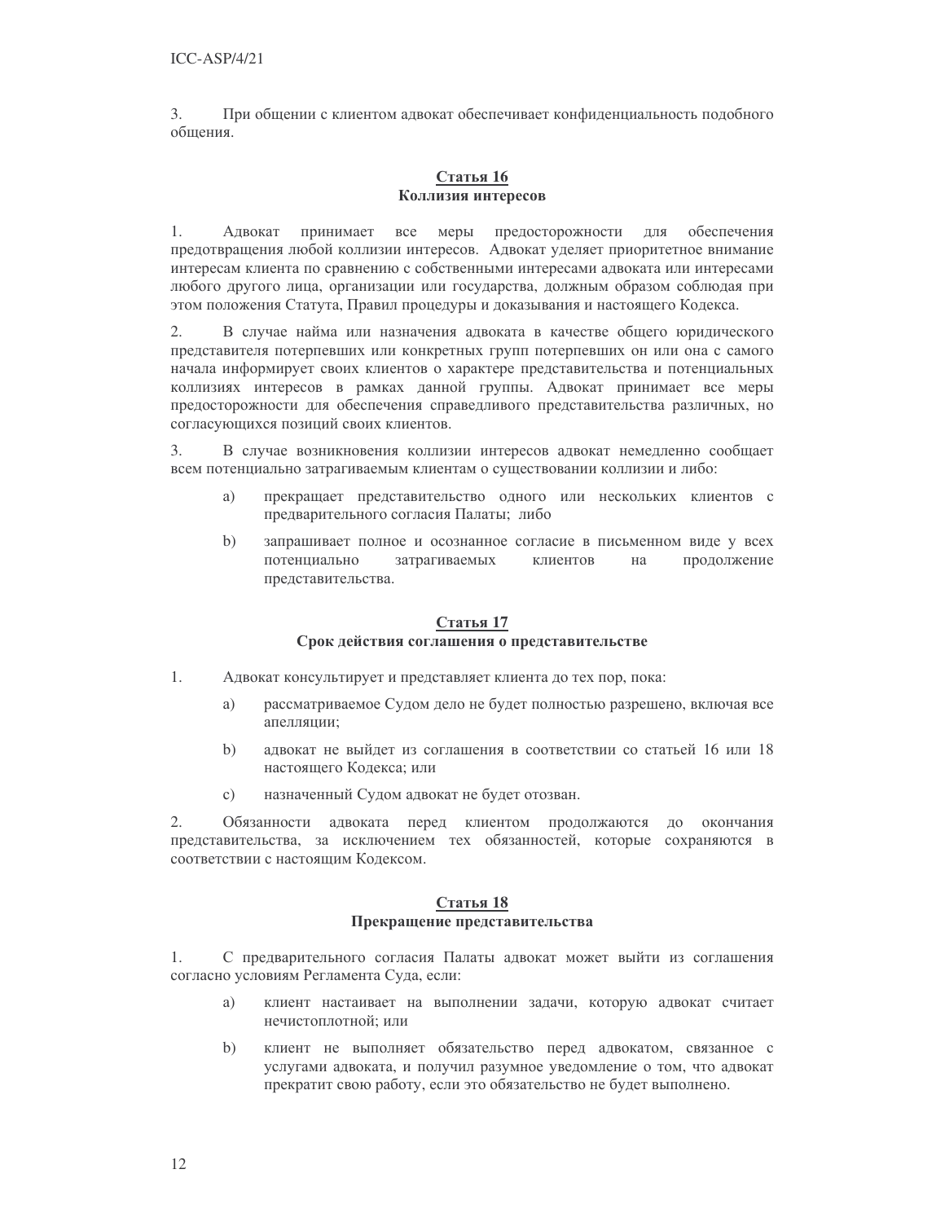3. При общении с клиентом адвокат обеспечивает конфиденциальность подобного общения.

## Статья 16
### Коллизия интересов

1. Адвокат принимает все меры предосторожности для обеспечения предотвращения любой коллизии интересов. Адвокат уделяет приоритетное внимание интересам клиента по сравнению с собственными интересами адвоката или интересами любого другого лица, организации или государства, должным образом соблюдая при этом положения Статута, Правил процедуры и доказывания и настоящего Кодекса.

2. В случае найма или назначения адвоката в качестве общего юридического представителя потерпевших или конкретных групп потерпевших он или она с самого начала информирует своих клиентов о характере представительства и потенциальных коллизиях интересов в рамках данной группы. Адвокат принимает все меры предосторожности для обеспечения справедливого представительства различных, но согласующихся позиций своих клиентов.

3. В случае возникновения коллизии интересов адвокат немедленно сообщает всем потенциально затрагиваемым клиентам о существовании коллизии и либо:

   a) прекращает представительство одного или нескольких клиентов с предварительного согласия Палаты; либо

   b) запрашивает полное и осознанное согласие в письменном виде у всех потенциально затрагиваемых клиентов на продолжение представительства.

## Статья 17
### Срок действия соглашения о представительстве

1. Адвокат консультирует и представляет клиента до тех пор, пока:

   a) рассматриваемое Судом дело не будет полностью разрешено, включая все апелляции;

   b) адвокат не выйдет из соглашения в соответствии со статьей 16 или 18 настоящего Кодекса; или

   c) назначенный Судом адвокат не будет отозван.

2. Обязанности адвоката перед клиентом продолжаются до окончания представительства, за исключением тех обязанностей, которые сохраняются в соответствии с настоящим Кодексом.

## Статья 18
### Прекращение представительства

1. С предварительного согласия Палаты адвокат может выйти из соглашения согласно условиям Регламента Суда, если:

   a) клиент настаивает на выполнении задачи, которую адвокат считает нечистоплотной; или

   b) клиент не выполняет обязательство перед адвокатом, связанное с услугами адвоката, и получил разумное уведомление о том, что адвокат прекратит свою работу, если это обязательство не будет выполнено.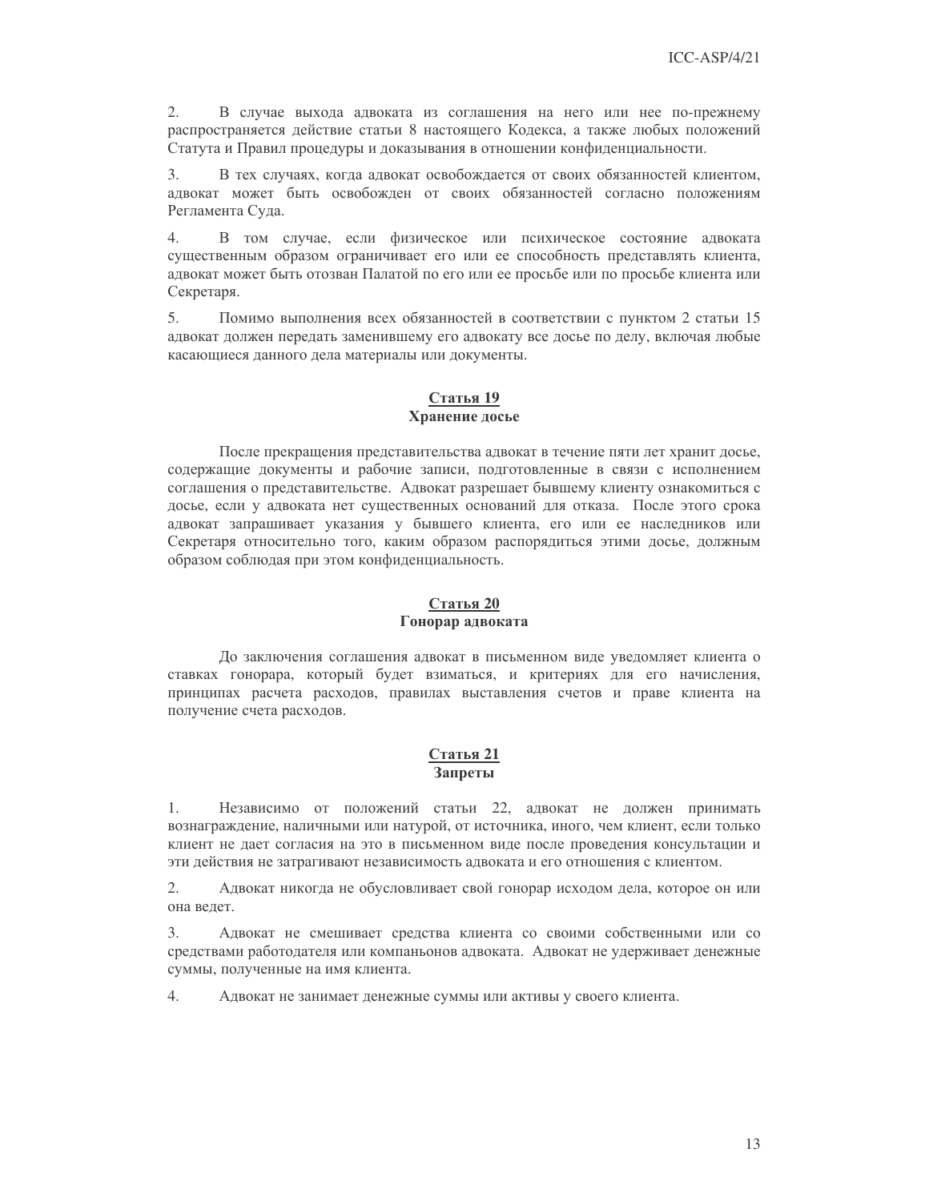2. В случае выхода адвоката из соглашения на него или нее по-прежнему распространяется действие статьи 8 настоящего Кодекса, а также любых положений Статута и Правил процедуры и доказывания в отношении конфиденциальности.

3. В тех случаях, когда адвокат освобождается от своих обязанностей клиентом, адвокат может быть освобожден от своих обязанностей согласно положениям Регламента Суда.

4. В том случае, если физическое или психическое состояние адвоката существенным образом ограничивает его или ее способность представлять клиента, адвокат может быть отозван Палатой по его или ее просьбе или по просьбе клиента или Секретаря.

5. Помимо выполнения всех обязанностей в соответствии с пунктом 2 статьи 15 адвокат должен передать заменившему его адвокату все досье по делу, включая любые касающиеся данного дела материалы или документы.

## Статья 19
**Хранение досье**

После прекращения представительства адвокат в течение пяти лет хранит досье, содержащие документы и рабочие записи, подготовленные в связи с исполнением соглашения о представительстве. Адвокат разрешает бывшему клиенту ознакомиться с досье, если у адвоката нет существенных оснований для отказа. После этого срока адвокат запрашивает указания у бывшего клиента, его или ее наследников или Секретаря относительно того, каким образом распорядиться этими досье, должным образом соблюдая при этом конфиденциальность.

## Статья 20
**Гонорар адвоката**

До заключения соглашения адвокат в письменном виде уведомляет клиента о ставках гонорара, который будет взиматься, и критериях для его начисления, принципах расчета расходов, правилах выставления счетов и праве клиента на получение счета расходов.

## Статья 21
**Запреты**

1. Независимо от положений статьи 22, адвокат не должен принимать вознаграждение, наличными или натурой, от источника, иного, чем клиент, если только клиент не дает согласия на это в письменном виде после проведения консультации и эти действия не затрагивают независимость адвоката и его отношения с клиентом.

2. Адвокат никогда не обусловливает свой гонорар исходом дела, которое он или она ведет.

3. Адвокат не смешивает средства клиента со своими собственными или со средствами работодателя или компаньонов адвоката. Адвокат не удерживает денежные суммы, полученные на имя клиента.

4. Адвокат не занимает денежные суммы или активы у своего клиента.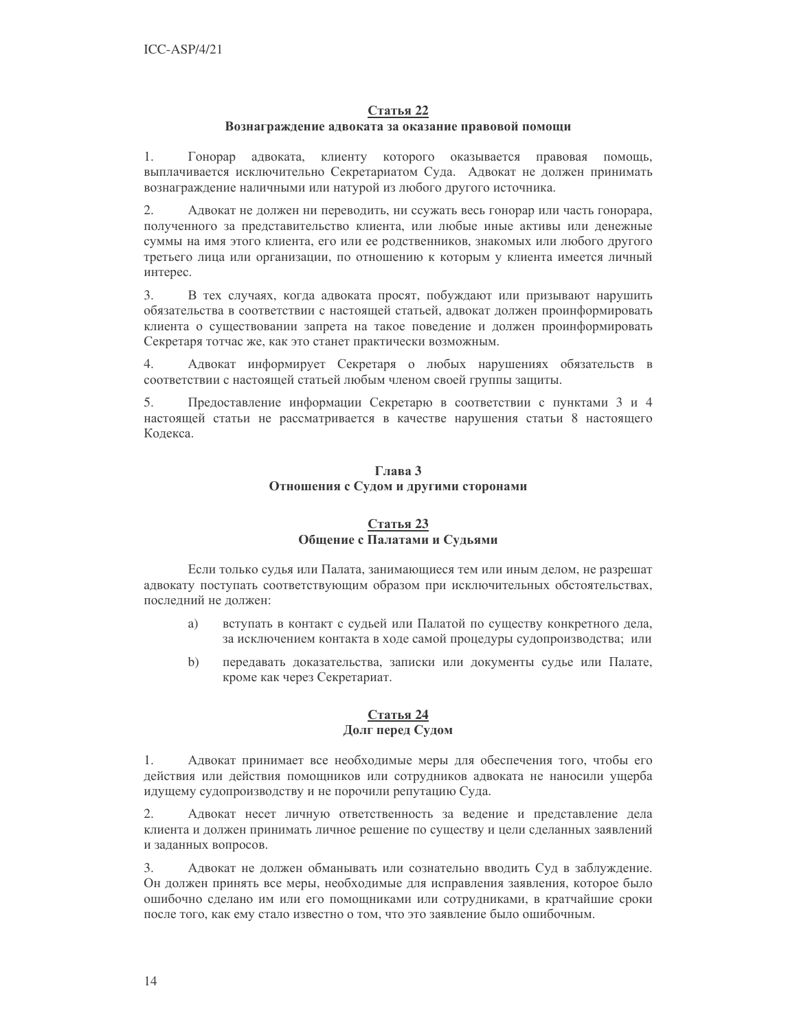## Статья 22
### Вознаграждение адвоката за оказание правовой помощи

1. Гонорар адвоката, клиенту которого оказывается правовая помощь, выплачивается исключительно Секретариатом Суда. Адвокат не должен принимать вознаграждение наличными или натурой из любого другого источника.

2. Адвокат не должен ни переводить, ни ссужать весь гонорар или часть гонорара, полученного за представительство клиента, или любые иные активы или денежные суммы на имя этого клиента, его или ее родственников, знакомых или любого другого третьего лица или организации, по отношению к которым у клиента имеется личный интерес.

3. В тех случаях, когда адвоката просят, побуждают или призывают нарушить обязательства в соответствии с настоящей статьей, адвокат должен проинформировать клиента о существовании запрета на такое поведение и должен проинформировать Секретаря тотчас же, как это станет практически возможным.

4. Адвокат информирует Секретаря о любых нарушениях обязательств в соответствии с настоящей статьей любым членом своей группы защиты.

5. Предоставление информации Секретарю в соответствии с пунктами 3 и 4 настоящей статьи не рассматривается в качестве нарушения статьи 8 настоящего Кодекса.

# Глава 3
## Отношения с Судом и другими сторонами

## Статья 23
### Общение с Палатами и Судьями

Если только судья или Палата, занимающиеся тем или иным делом, не разрешат адвокату поступать соответствующим образом при исключительных обстоятельствах, последний не должен:

a) вступать в контакт с судьей или Палатой по существу конкретного дела, за исключением контакта в ходе самой процедуры судопроизводства; или

b) передавать доказательства, записки или документы судье или Палате, кроме как через Секретариат.

## Статья 24
### Долг перед Судом

1. Адвокат принимает все необходимые меры для обеспечения того, чтобы его действия или действия помощников или сотрудников адвоката не наносили ущерба идущему судопроизводству и не порочили репутацию Суда.

2. Адвокат несет личную ответственность за ведение и представление дела клиента и должен принимать личное решение по существу и цели сделанных заявлений и заданных вопросов.

3. Адвокат не должен обманывать или сознательно вводить Суд в заблуждение. Он должен принять все меры, необходимые для исправления заявления, которое было ошибочно сделано им или его помощниками или сотрудниками, в кратчайшие сроки после того, как ему стало известно о том, что это заявление было ошибочным.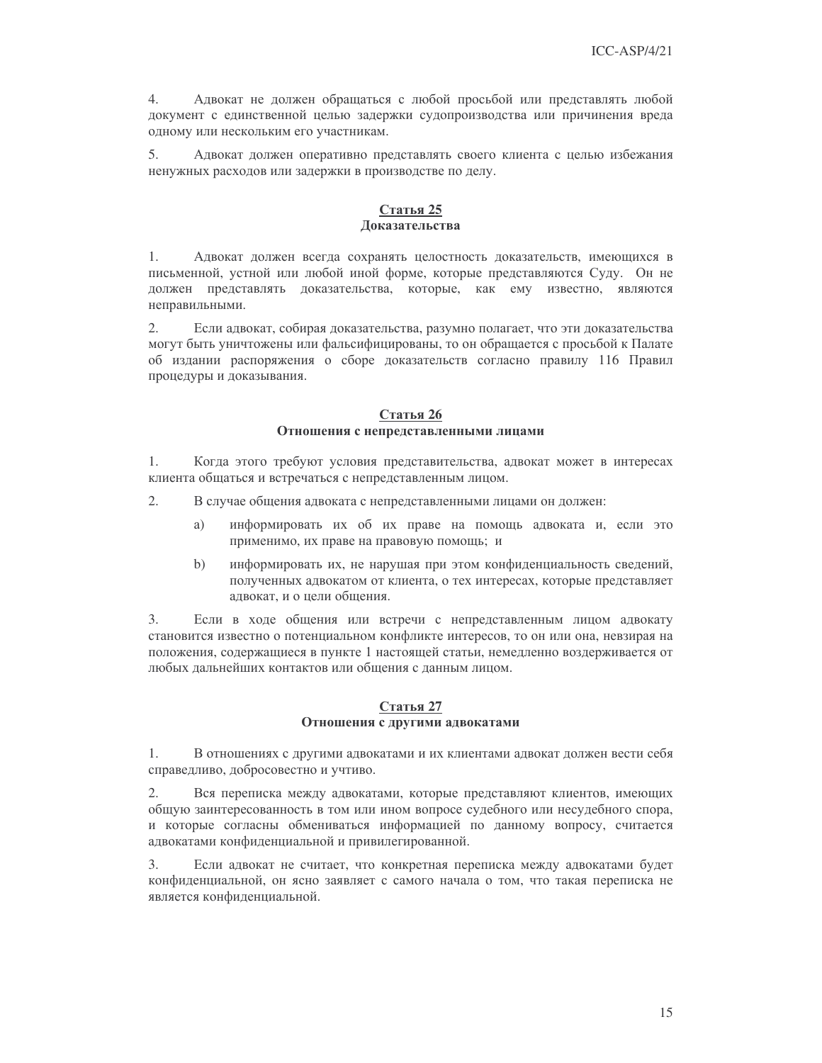4. Адвокат не должен обращаться с любой просьбой или представлять любой документ с единственной целью задержки судопроизводства или причинения вреда одному или нескольким его участникам.

5. Адвокат должен оперативно представлять своего клиента с целью избежания ненужных расходов или задержки в производстве по делу.

## Статья 25
### Доказательства

1. Адвокат должен всегда сохранять целостность доказательств, имеющихся в письменной, устной или любой иной форме, которые представляются Суду. Он не должен представлять доказательства, которые, как ему известно, являются неправильными.

2. Если адвокат, собирая доказательства, разумно полагает, что эти доказательства могут быть уничтожены или фальсифицированы, то он обращается с просьбой к Палате об издании распоряжения о сборе доказательств согласно правилу 116 Правил процедуры и доказывания.

## Статья 26
### Отношения с непредставленными лицами

1. Когда этого требуют условия представительства, адвокат может в интересах клиента общаться и встречаться с непредставленным лицом.

2. В случае общения адвоката с непредставленными лицами он должен:

   a) информировать их об их праве на помощь адвоката и, если это применимо, их праве на правовую помощь; и

   b) информировать их, не нарушая при этом конфиденциальность сведений, полученных адвокатом от клиента, о тех интересах, которые представляет адвокат, и о цели общения.

3. Если в ходе общения или встречи с непредставленным лицом адвокату становится известно о потенциальном конфликте интересов, то он или она, невзирая на положения, содержащиеся в пункте 1 настоящей статьи, немедленно воздерживается от любых дальнейших контактов или общения с данным лицом.

## Статья 27
### Отношения с другими адвокатами

1. В отношениях с другими адвокатами и их клиентами адвокат должен вести себя справедливо, добросовестно и учтиво.

2. Вся переписка между адвокатами, которые представляют клиентов, имеющих общую заинтересованность в том или ином вопросе судебного или несудебного спора, и которые согласны обмениваться информацией по данному вопросу, считается адвокатами конфиденциальной и привилегированной.

3. Если адвокат не считает, что конкретная переписка между адвокатами будет конфиденциальной, он ясно заявляет с самого начала о том, что такая переписка не является конфиденциальной.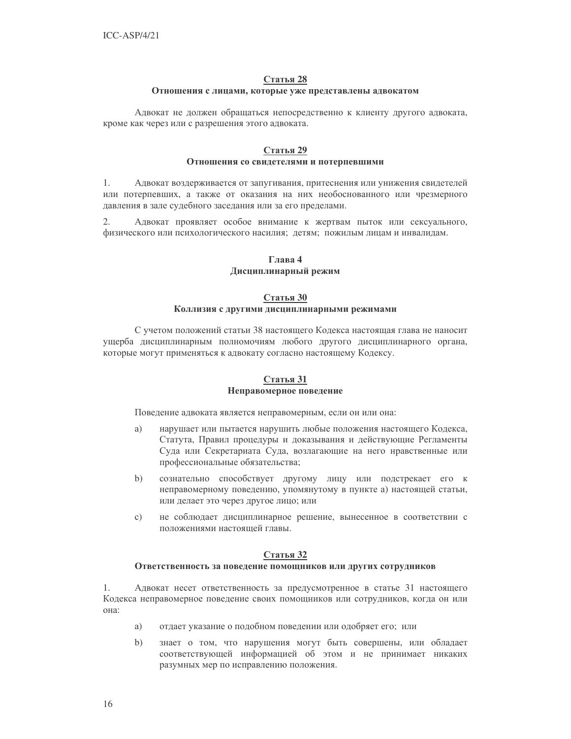### Статья 28

### Отношения с лицами, которые уже представлены адвокатом

Адвокат не должен обращаться непосредственно к клиенту другого адвоката, кроме как через или с разрешения этого адвоката.

### Статья 29

### Отношения со свидетелями и потерпевшими

1. Адвокат воздерживается от запугивания, притеснения или унижения свидетелей или потерпевших, а также от оказания на них необоснованного или чрезмерного давления в зале судебного заседания или за его пределами.

2. Адвокат проявляет особое внимание к жертвам пыток или сексуального, физического или психологического насилия; детям; пожилым лицам и инвалидам.

## Глава 4

## Дисциплинарный режим

### Статья 30

### Коллизия с другими дисциплинарными режимами

С учетом положений статьи 38 настоящего Кодекса настоящая глава не наносит ущерба дисциплинарным полномочиям любого другого дисциплинарного органа, которые могут применяться к адвокату согласно настоящему Кодексу.

### Статья 31

### Неправомерное поведение

Поведение адвоката является неправомерным, если он или она:

a) нарушает или пытается нарушить любые положения настоящего Кодекса, Статута, Правил процедуры и доказывания и действующие Регламенты Суда или Секретариата Суда, возлагающие на него нравственные или профессиональные обязательства;

b) сознательно способствует другому лицу или подстрекает его к неправомерному поведению, упомянутому в пункте a) настоящей статьи, или делает это через другое лицо; или

c) не соблюдает дисциплинарное решение, вынесенное в соответствии с положениями настоящей главы.

### Статья 32

### Ответственность за поведение помощников или других сотрудников

1. Адвокат несет ответственность за предусмотренное в статье 31 настоящего Кодекса неправомерное поведение своих помощников или сотрудников, когда он или она:

a) отдает указание о подобном поведении или одобряет его; или

b) знает о том, что нарушения могут быть совершены, или обладает соответствующей информацией об этом и не принимает никаких разумных мер по исправлению положения.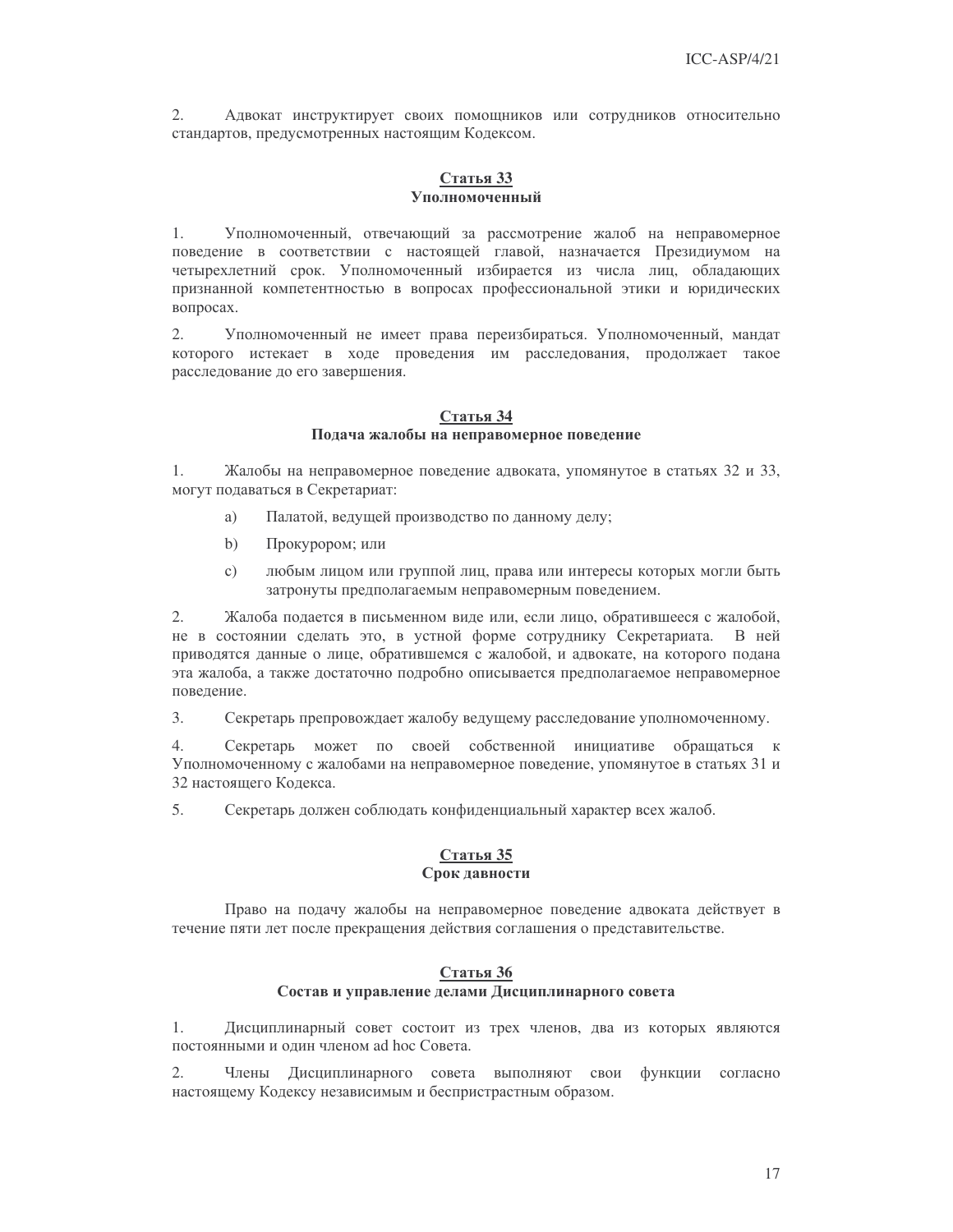2. Адвокат инструктирует своих помощников или сотрудников относительно стандартов, предусмотренных настоящим Кодексом.

### Статья 33
### Уполномоченный

1. Уполномоченный, отвечающий за рассмотрение жалоб на неправомерное поведение в соответствии с настоящей главой, назначается Президиумом на четырехлетний срок. Уполномоченный избирается из числа лиц, обладающих признанной компетентностью в вопросах профессиональной этики и юридических вопросах.

2. Уполномоченный не имеет права переизбираться. Уполномоченный, мандат которого истекает в ходе проведения им расследования, продолжает такое расследование до его завершения.

### Статья 34
### Подача жалобы на неправомерное поведение

1. Жалобы на неправомерное поведение адвоката, упомянутое в статьях 32 и 33, могут подаваться в Секретариат:

   a) Палатой, ведущей производство по данному делу;

   b) Прокурором; или

   c) любым лицом или группой лиц, права или интересы которых могли быть затронуты предполагаемым неправомерным поведением.

2. Жалоба подается в письменном виде или, если лицо, обратившееся с жалобой, не в состоянии сделать это, в устной форме сотруднику Секретариата. В ней приводятся данные о лице, обратившемся с жалобой, и адвокате, на которого подана эта жалоба, а также достаточно подробно описывается предполагаемое неправомерное поведение.

3. Секретарь препровождает жалобу ведущему расследование уполномоченному.

4. Секретарь может по своей собственной инициативе обращаться к Уполномоченному с жалобами на неправомерное поведение, упомянутое в статьях 31 и 32 настоящего Кодекса.

5. Секретарь должен соблюдать конфиденциальный характер всех жалоб.

### Статья 35
### Срок давности

Право на подачу жалобы на неправомерное поведение адвоката действует в течение пяти лет после прекращения действия соглашения о представительстве.

### Статья 36
### Состав и управление делами Дисциплинарного совета

1. Дисциплинарный совет состоит из трех членов, два из которых являются постоянными и один членом ad hoc Совета.

2. Члены Дисциплинарного совета выполняют свои функции согласно настоящему Кодексу независимым и беспристрастным образом.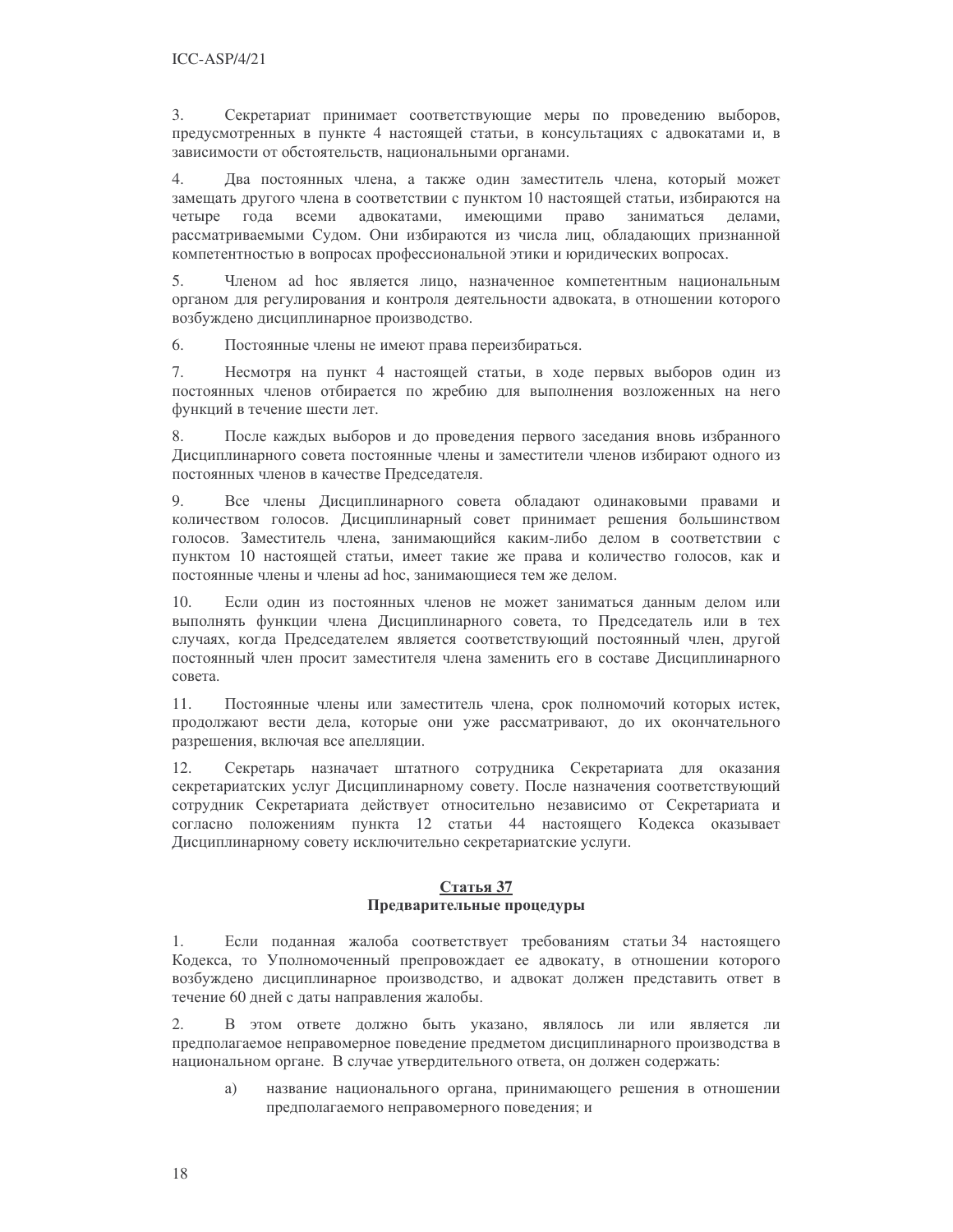3. Секретариат принимает соответствующие меры по проведению выборов, предусмотренных в пункте 4 настоящей статьи, в консультациях с адвокатами и, в зависимости от обстоятельств, национальными органами.

4. Два постоянных члена, а также один заместитель члена, который может замещать другого члена в соответствии с пунктом 10 настоящей статьи, избираются на четыре года всеми адвокатами, имеющими право заниматься делами, рассматриваемыми Судом. Они избираются из числа лиц, обладающих признанной компетентностью в вопросах профессиональной этики и юридических вопросах.

5. Членом ad hoc является лицо, назначенное компетентным национальным органом для регулирования и контроля деятельности адвоката, в отношении которого возбуждено дисциплинарное производство.

6. Постоянные члены не имеют права переизбираться.

7. Несмотря на пункт 4 настоящей статьи, в ходе первых выборов один из постоянных членов отбирается по жребию для выполнения возложенных на него функций в течение шести лет.

8. После каждых выборов и до проведения первого заседания вновь избранного Дисциплинарного совета постоянные члены и заместители членов избирают одного из постоянных членов в качестве Председателя.

9. Все члены Дисциплинарного совета обладают одинаковыми правами и количеством голосов. Дисциплинарный совет принимает решения большинством голосов. Заместитель члена, занимающийся каким-либо делом в соответствии с пунктом 10 настоящей статьи, имеет такие же права и количество голосов, как и постоянные члены и члены ad hoc, занимающиеся тем же делом.

10. Если один из постоянных членов не может заниматься данным делом или выполнять функции члена Дисциплинарного совета, то Председатель или в тех случаях, когда Председателем является соответствующий постоянный член, другой постоянный член просит заместителя члена заменить его в составе Дисциплинарного совета.

11. Постоянные члены или заместитель члена, срок полномочий которых истек, продолжают вести дела, которые они уже рассматривают, до их окончательного разрешения, включая все апелляции.

12. Секретарь назначает штатного сотрудника Секретариата для оказания секретариатских услуг Дисциплинарному совету. После назначения соответствующий сотрудник Секретариата действует относительно независимо от Секретариата и согласно положениям пункта 12 статьи 44 настоящего Кодекса оказывает Дисциплинарному совету исключительно секретариатские услуги.

## Статья 37
### Предварительные процедуры

1. Если поданная жалоба соответствует требованиям статьи 34 настоящего Кодекса, то Уполномоченный препровождает ее адвокату, в отношении которого возбуждено дисциплинарное производство, и адвокат должен представить ответ в течение 60 дней с даты направления жалобы.

2. В этом ответе должно быть указано, являлось ли или является ли предполагаемое неправомерное поведение предметом дисциплинарного производства в национальном органе. В случае утвердительного ответа, он должен содержать:

a) название национального органа, принимающего решения в отношении предполагаемого неправомерного поведения; и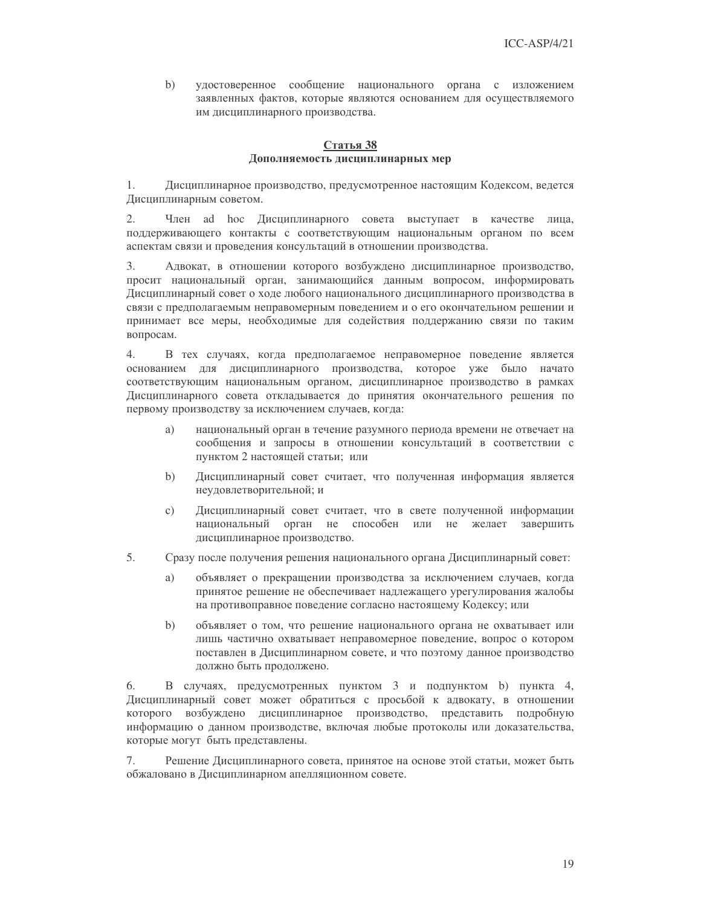b) удостоверенное сообщение национального органа с изложением заявленных фактов, которые являются основанием для осуществляемого им дисциплинарного производства.

## Статья 38
### Дополняемость дисциплинарных мер

1. Дисциплинарное производство, предусмотренное настоящим Кодексом, ведется Дисциплинарным советом.

2. Член ad hoc Дисциплинарного совета выступает в качестве лица, поддерживающего контакты с соответствующим национальным органом по всем аспектам связи и проведения консультаций в отношении производства.

3. Адвокат, в отношении которого возбуждено дисциплинарное производство, просит национальный орган, занимающийся данным вопросом, информировать Дисциплинарный совет о ходе любого национального дисциплинарного производства в связи с предполагаемым неправомерным поведением и о его окончательном решении и принимает все меры, необходимые для содействия поддержанию связи по таким вопросам.

4. В тех случаях, когда предполагаемое неправомерное поведение является основанием для дисциплинарного производства, которое уже было начато соответствующим национальным органом, дисциплинарное производство в рамках Дисциплинарного совета откладывается до принятия окончательного решения по первому производству за исключением случаев, когда:

a) национальный орган в течение разумного периода времени не отвечает на сообщения и запросы в отношении консультаций в соответствии с пунктом 2 настоящей статьи; или

b) Дисциплинарный совет считает, что полученная информация является неудовлетворительной; и

c) Дисциплинарный совет считает, что в свете полученной информации национальный орган не способен или не желает завершить дисциплинарное производство.

5. Сразу после получения решения национального органа Дисциплинарный совет:

a) объявляет о прекращении производства за исключением случаев, когда принятое решение не обеспечивает надлежащего урегулирования жалобы на противоправное поведение согласно настоящему Кодексу; или

b) объявляет о том, что решение национального органа не охватывает или лишь частично охватывает неправомерное поведение, вопрос о котором поставлен в Дисциплинарном совете, и что поэтому данное производство должно быть продолжено.

6. В случаях, предусмотренных пунктом 3 и подпунктом b) пункта 4, Дисциплинарный совет может обратиться с просьбой к адвокату, в отношении которого возбуждено дисциплинарное производство, представить подробную информацию о данном производстве, включая любые протоколы или доказательства, которые могут быть представлены.

7. Решение Дисциплинарного совета, принятое на основе этой статьи, может быть обжаловано в Дисциплинарном апелляционном совете.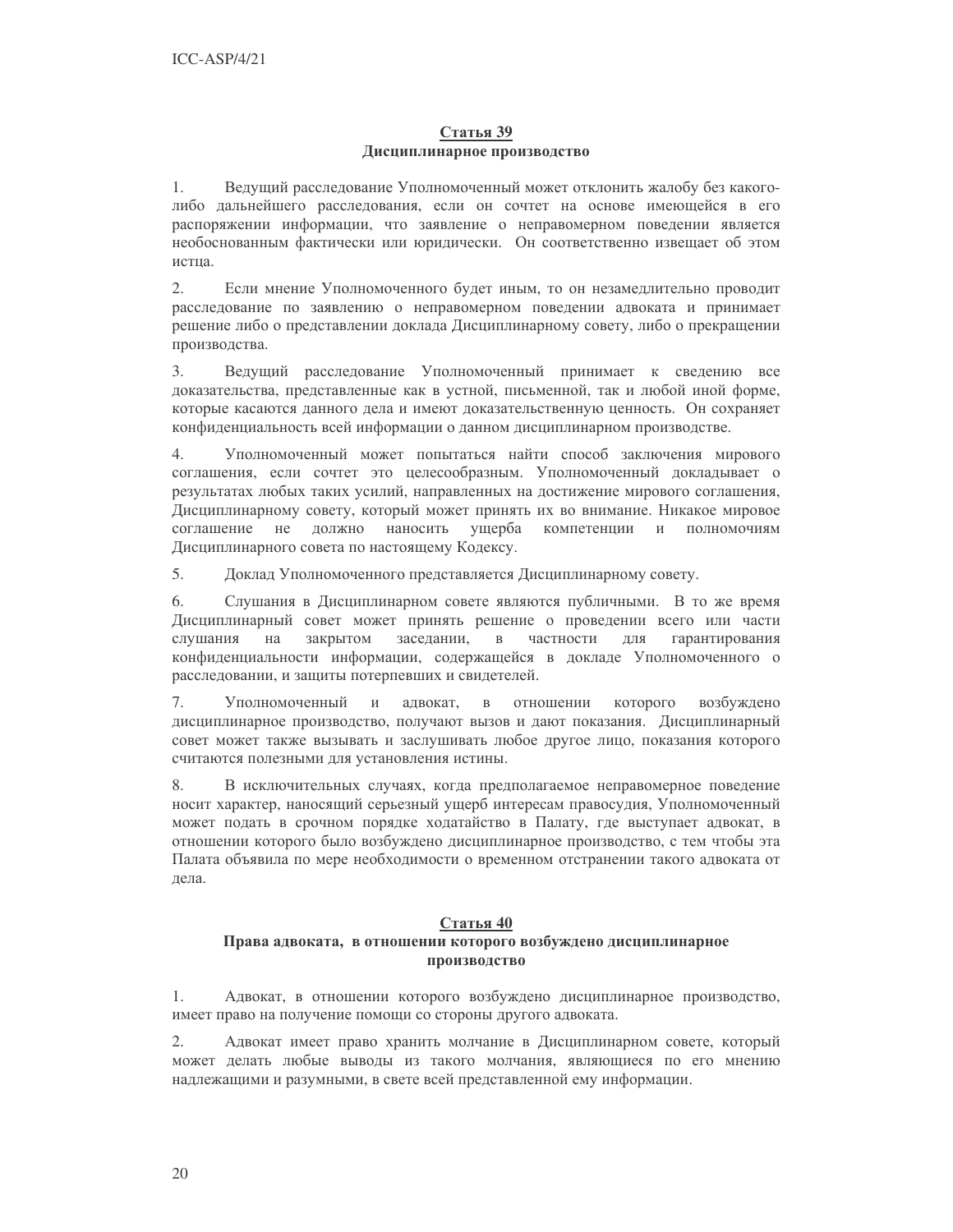## Статья 39
## Дисциплинарное производство

1. Ведущий расследование Уполномоченный может отклонить жалобу без какого-либо дальнейшего расследования, если он сочтет на основе имеющейся в его распоряжении информации, что заявление о неправомерном поведении является необоснованным фактически или юридически. Он соответственно извещает об этом истца.

2. Если мнение Уполномоченного будет иным, то он незамедлительно проводит расследование по заявлению о неправомерном поведении адвоката и принимает решение либо о представлении доклада Дисциплинарному совету, либо о прекращении производства.

3. Ведущий расследование Уполномоченный принимает к сведению все доказательства, представленные как в устной, письменной, так и любой иной форме, которые касаются данного дела и имеют доказательственную ценность. Он сохраняет конфиденциальность всей информации о данном дисциплинарном производстве.

4. Уполномоченный может попытаться найти способ заключения мирового соглашения, если сочтет это целесообразным. Уполномоченный докладывает о результатах любых таких усилий, направленных на достижение мирового соглашения, Дисциплинарному совету, который может принять их во внимание. Никакое мировое соглашение не должно наносить ущерба компетенции и полномочиям Дисциплинарного совета по настоящему Кодексу.

5. Доклад Уполномоченного представляется Дисциплинарному совету.

6. Слушания в Дисциплинарном совете являются публичными. В то же время Дисциплинарный совет может принять решение о проведении всего или части слушания на закрытом заседании, в частности для гарантирования конфиденциальности информации, содержащейся в докладе Уполномоченного о расследовании, и защиты потерпевших и свидетелей.

7. Уполномоченный и адвокат, в отношении которого возбуждено дисциплинарное производство, получают вызов и дают показания. Дисциплинарный совет может также вызывать и заслушивать любое другое лицо, показания которого считаются полезными для установления истины.

8. В исключительных случаях, когда предполагаемое неправомерное поведение носит характер, наносящий серьезный ущерб интересам правосудия, Уполномоченный может подать в срочном порядке ходатайство в Палату, где выступает адвокат, в отношении которого было возбуждено дисциплинарное производство, с тем чтобы эта Палата объявила по мере необходимости о временном отстранении такого адвоката от дела.

## Статья 40
## Права адвоката, в отношении которого возбуждено дисциплинарное производство

1. Адвокат, в отношении которого возбуждено дисциплинарное производство, имеет право на получение помощи со стороны другого адвоката.

2. Адвокат имеет право хранить молчание в Дисциплинарном совете, который может делать любые выводы из такого молчания, являющиеся по его мнению надлежащими и разумными, в свете всей представленной ему информации.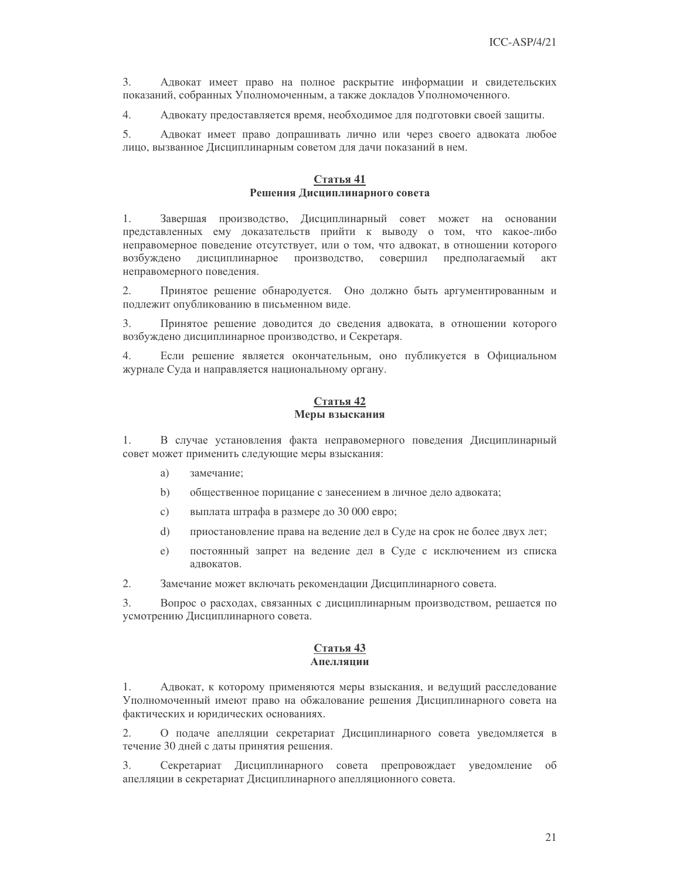3. Адвокат имеет право на полное раскрытие информации и свидетельских показаний, собранных Уполномоченным, а также докладов Уполномоченного.

4. Адвокату предоставляется время, необходимое для подготовки своей защиты.

5. Адвокат имеет право допрашивать лично или через своего адвоката любое лицо, вызванное Дисциплинарным советом для дачи показаний в нем.

## Статья 41
**Решения Дисциплинарного совета**

1. Завершая производство, Дисциплинарный совет может на основании представленных ему доказательств прийти к выводу о том, что какое-либо неправомерное поведение отсутствует, или о том, что адвокат, в отношении которого возбуждено дисциплинарное производство, совершил предполагаемый акт неправомерного поведения.

2. Принятое решение обнародуется. Оно должно быть аргументированным и подлежит опубликованию в письменном виде.

3. Принятое решение доводится до сведения адвоката, в отношении которого возбуждено дисциплинарное производство, и Секретаря.

4. Если решение является окончательным, оно публикуется в Официальном журнале Суда и направляется национальному органу.

## Статья 42
**Меры взыскания**

1. В случае установления факта неправомерного поведения Дисциплинарный совет может применить следующие меры взыскания:

   a) замечание;

   b) общественное порицание с занесением в личное дело адвоката;

   c) выплата штрафа в размере до 30 000 евро;

   d) приостановление права на ведение дел в Суде на срок не более двух лет;

   e) постоянный запрет на ведение дел в Суде с исключением из списка адвокатов.

2. Замечание может включать рекомендации Дисциплинарного совета.

3. Вопрос о расходах, связанных с дисциплинарным производством, решается по усмотрению Дисциплинарного совета.

## Статья 43
**Апелляции**

1. Адвокат, к которому применяются меры взыскания, и ведущий расследование Уполномоченный имеют право на обжалование решения Дисциплинарного совета на фактических и юридических основаниях.

2. О подаче апелляции секретариат Дисциплинарного совета уведомляется в течение 30 дней с даты принятия решения.

3. Секретариат Дисциплинарного совета препровождает уведомление об апелляции в секретариат Дисциплинарного апелляционного совета.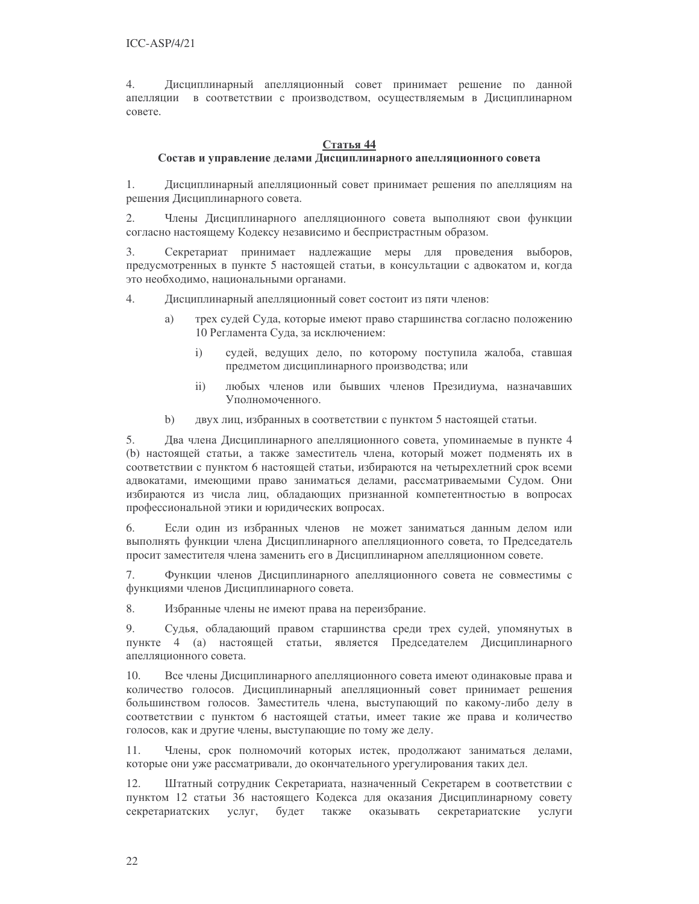4. Дисциплинарный апелляционный совет принимает решение по данной апелляции в соответствии с производством, осуществляемым в Дисциплинарном совете.

## Статья 44

### Состав и управление делами Дисциплинарного апелляционного совета

1. Дисциплинарный апелляционный совет принимает решения по апелляциям на решения Дисциплинарного совета.

2. Члены Дисциплинарного апелляционного совета выполняют свои функции согласно настоящему Кодексу независимо и беспристрастным образом.

3. Секретариат принимает надлежащие меры для проведения выборов, предусмотренных в пункте 5 настоящей статьи, в консультации с адвокатом и, когда это необходимо, национальными органами.

4. Дисциплинарный апелляционный совет состоит из пяти членов:

   a) трех судей Суда, которые имеют право старшинства согласно положению 10 Регламента Суда, за исключением:

      i) судей, ведущих дело, по которому поступила жалоба, ставшая предметом дисциплинарного производства; или

      ii) любых членов или бывших членов Президиума, назначавших Уполномоченного.

   b) двух лиц, избранных в соответствии с пунктом 5 настоящей статьи.

5. Два члена Дисциплинарного апелляционного совета, упоминаемые в пункте 4 (b) настоящей статьи, а также заместитель члена, который может подменять их в соответствии с пунктом 6 настоящей статьи, избираются на четырехлетний срок всеми адвокатами, имеющими право заниматься делами, рассматриваемыми Судом. Они избираются из числа лиц, обладающих признанной компетентностью в вопросах профессиональной этики и юридических вопросах.

6. Если один из избранных членов не может заниматься данным делом или выполнять функции члена Дисциплинарного апелляционного совета, то Председатель просит заместителя члена заменить его в Дисциплинарном апелляционном совете.

7. Функции членов Дисциплинарного апелляционного совета не совместимы с функциями членов Дисциплинарного совета.

8. Избранные члены не имеют права на переизбрание.

9. Судья, обладающий правом старшинства среди трех судей, упомянутых в пункте 4 (a) настоящей статьи, является Председателем Дисциплинарного апелляционного совета.

10. Все члены Дисциплинарного апелляционного совета имеют одинаковые права и количество голосов. Дисциплинарный апелляционный совет принимает решения большинством голосов. Заместитель члена, выступающий по какому-либо делу в соответствии с пунктом 6 настоящей статьи, имеет такие же права и количество голосов, как и другие члены, выступающие по тому же делу.

11. Члены, срок полномочий которых истек, продолжают заниматься делами, которые они уже рассматривали, до окончательного урегулирования таких дел.

12. Штатный сотрудник Секретариата, назначенный Секретарем в соответствии с пунктом 12 статьи 36 настоящего Кодекса для оказания Дисциплинарному совету секретариатских услуг, будет также оказывать секретариатские услуги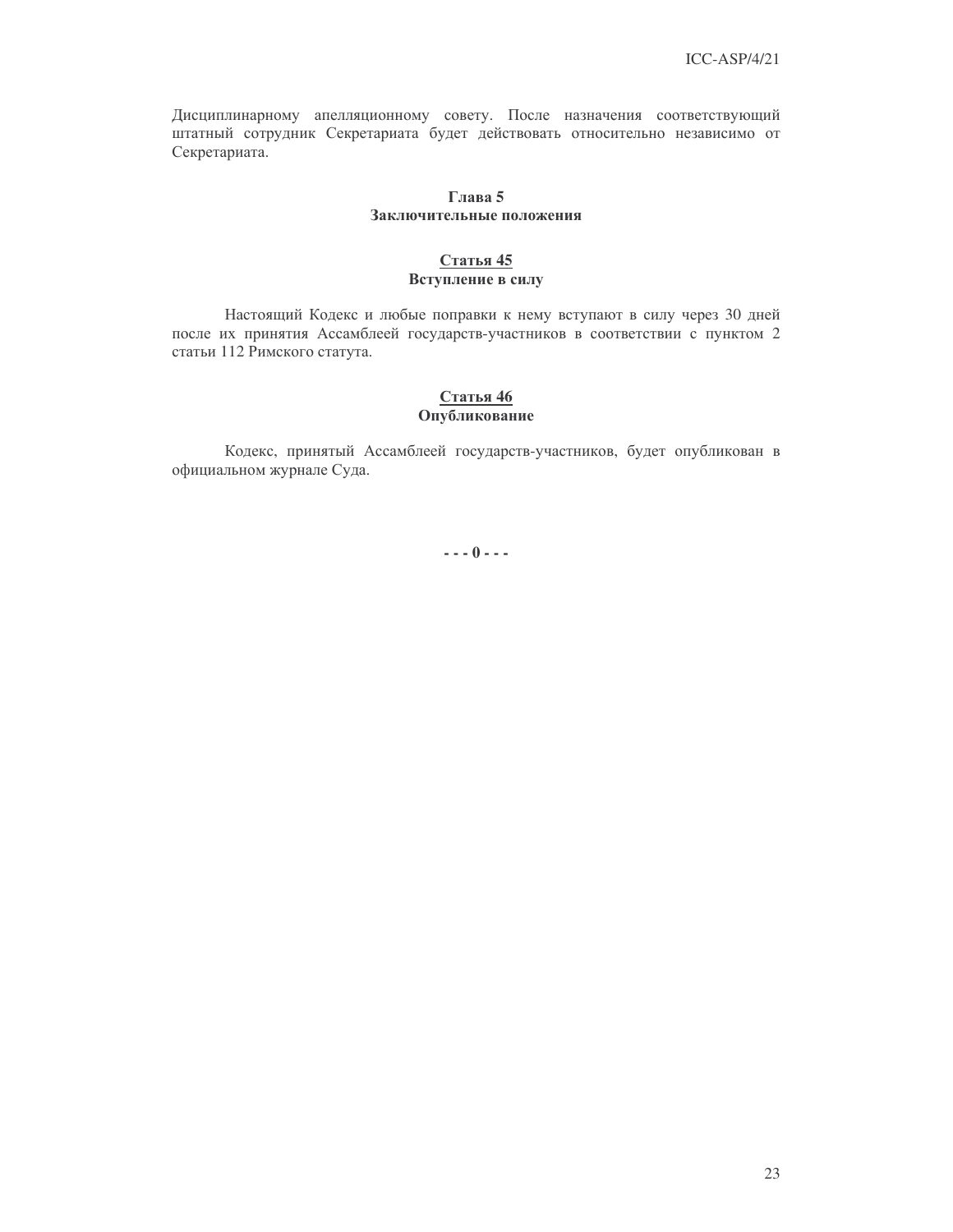Дисциплинарному апелляционному совету. После назначения соответствующий штатный сотрудник Секретариата будет действовать относительно независимо от Секретариата.

## Глава 5
## Заключительные положения

### Статья 45
### Вступление в силу

Настоящий Кодекс и любые поправки к нему вступают в силу через 30 дней после их принятия Ассамблеей государств-участников в соответствии с пунктом 2 статьи 112 Римского статута.

### Статья 46
### Опубликование

Кодекс, принятый Ассамблеей государств-участников, будет опубликован в официальном журнале Суда.

**- - - 0 - - -**